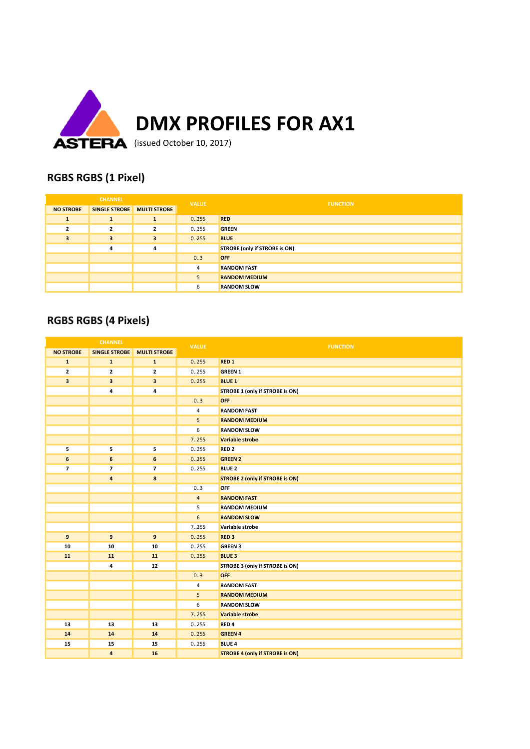ASTERA

# DMX PROFILES FOR AX1

(issued October 10, 2017)

## RGBS RGBS (1 Pixel)

| CHANNEL | | | VALUE | FUNCTION |
|---|---|---|---|---|
| NO STROBE | SINGLE STROBE | MULTI STROBE | | |
| 1 | 1 | 1 | 0..255 | RED |
| 2 | 2 | 2 | 0..255 | GREEN |
| 3 | 3 | 3 | 0..255 | BLUE |
| | 4 | 4 | | STROBE (only if STROBE is ON) |
| | | | 0..3 | OFF |
| | | | 4 | RANDOM FAST |
| | | | 5 | RANDOM MEDIUM |
| | | | 6 | RANDOM SLOW |

## RGBS RGBS (4 Pixels)

| CHANNEL | | | VALUE | FUNCTION |
|---|---|---|---|---|
| NO STROBE | SINGLE STROBE | MULTI STROBE | | |
| 1 | 1 | 1 | 0..255 | RED 1 |
| 2 | 2 | 2 | 0..255 | GREEN 1 |
| 3 | 3 | 3 | 0..255 | BLUE 1 |
| | 4 | 4 | | STROBE 1 (only if STROBE is ON) |
| | | | 0..3 | OFF |
| | | | 4 | RANDOM FAST |
| | | | 5 | RANDOM MEDIUM |
| | | | 6 | RANDOM SLOW |
| | | | 7..255 | Variable strobe |
| 5 | 5 | 5 | 0..255 | RED 2 |
| 6 | 6 | 6 | 0..255 | GREEN 2 |
| 7 | 7 | 7 | 0..255 | BLUE 2 |
| | 4 | 8 | | STROBE 2 (only if STROBE is ON) |
| | | | 0..3 | OFF |
| | | | 4 | RANDOM FAST |
| | | | 5 | RANDOM MEDIUM |
| | | | 6 | RANDOM SLOW |
| | | | 7..255 | Variable strobe |
| 9 | 9 | 9 | 0..255 | RED 3 |
| 10 | 10 | 10 | 0..255 | GREEN 3 |
| 11 | 11 | 11 | 0..255 | BLUE 3 |
| | 4 | 12 | | STROBE 3 (only if STROBE is ON) |
| | | | 0..3 | OFF |
| | | | 4 | RANDOM FAST |
| | | | 5 | RANDOM MEDIUM |
| | | | 6 | RANDOM SLOW |
| | | | 7..255 | Variable strobe |
| 13 | 13 | 13 | 0..255 | RED 4 |
| 14 | 14 | 14 | 0..255 | GREEN 4 |
| 15 | 15 | 15 | 0..255 | BLUE 4 |
| | 4 | 16 | | STROBE 4 (only if STROBE is ON) |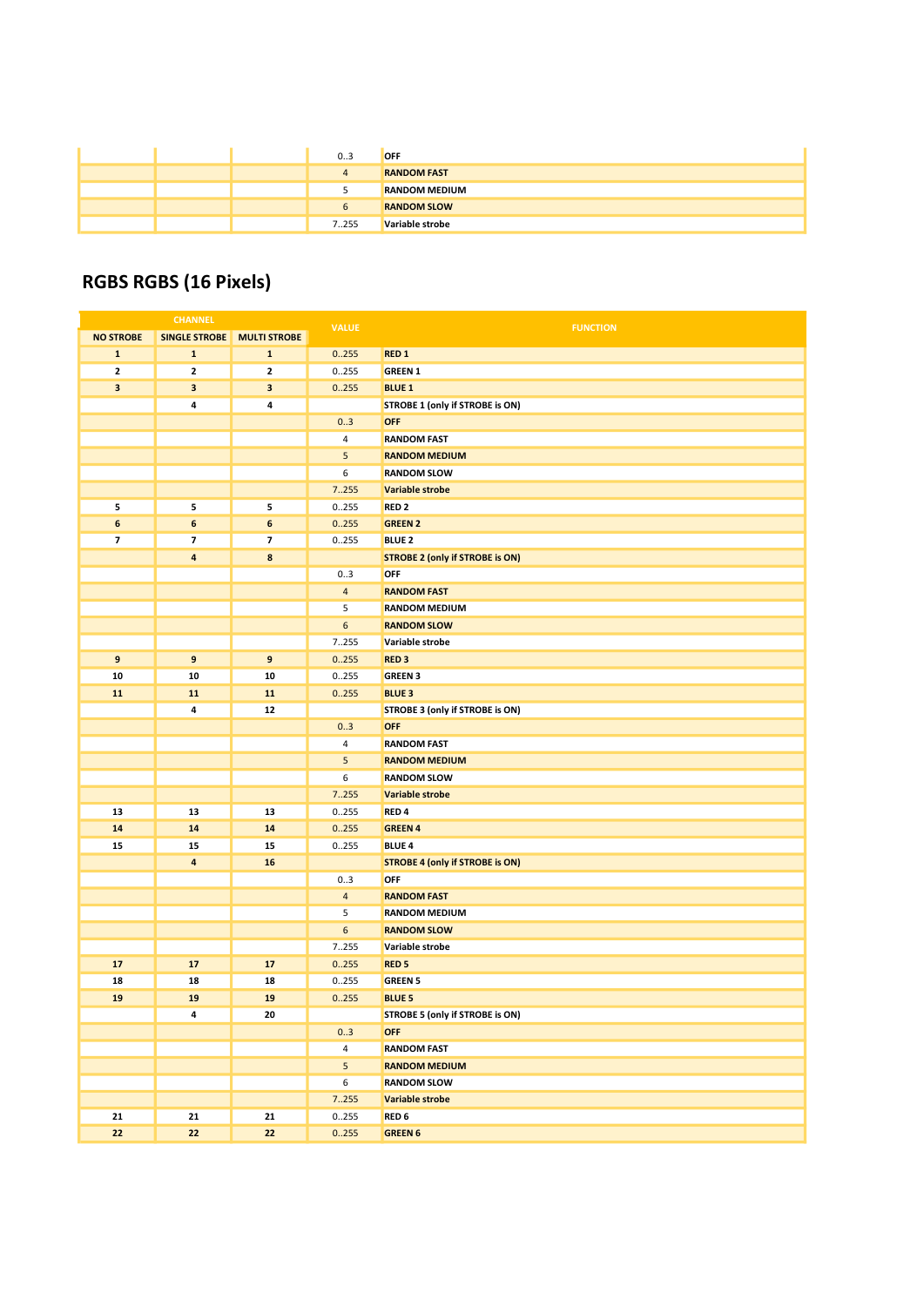| | | | 0..3 | OFF |
|---|---|---|---|---|
| | | | 4 | RANDOM FAST |
| | | | 5 | RANDOM MEDIUM |
| | | | 6 | RANDOM SLOW |
| | | | 7..255 | Variable strobe |

## RGBS RGBS (16 Pixels)

| CHANNEL | | | VALUE | FUNCTION |
|---|---|---|---|---|
| NO STROBE | SINGLE STROBE | MULTI STROBE | | |
| 1 | 1 | 1 | 0..255 | RED 1 |
| 2 | 2 | 2 | 0..255 | GREEN 1 |
| 3 | 3 | 3 | 0..255 | BLUE 1 |
| | 4 | 4 | | STROBE 1 (only if STROBE is ON) |
| | | | 0..3 | OFF |
| | | | 4 | RANDOM FAST |
| | | | 5 | RANDOM MEDIUM |
| | | | 6 | RANDOM SLOW |
| | | | 7..255 | Variable strobe |
| 5 | 5 | 5 | 0..255 | RED 2 |
| 6 | 6 | 6 | 0..255 | GREEN 2 |
| 7 | 7 | 7 | 0..255 | BLUE 2 |
| | 4 | 8 | | STROBE 2 (only if STROBE is ON) |
| | | | 0..3 | OFF |
| | | | 4 | RANDOM FAST |
| | | | 5 | RANDOM MEDIUM |
| | | | 6 | RANDOM SLOW |
| | | | 7..255 | Variable strobe |
| 9 | 9 | 9 | 0..255 | RED 3 |
| 10 | 10 | 10 | 0..255 | GREEN 3 |
| 11 | 11 | 11 | 0..255 | BLUE 3 |
| | 4 | 12 | | STROBE 3 (only if STROBE is ON) |
| | | | 0..3 | OFF |
| | | | 4 | RANDOM FAST |
| | | | 5 | RANDOM MEDIUM |
| | | | 6 | RANDOM SLOW |
| | | | 7..255 | Variable strobe |
| 13 | 13 | 13 | 0..255 | RED 4 |
| 14 | 14 | 14 | 0..255 | GREEN 4 |
| 15 | 15 | 15 | 0..255 | BLUE 4 |
| | 4 | 16 | | STROBE 4 (only if STROBE is ON) |
| | | | 0..3 | OFF |
| | | | 4 | RANDOM FAST |
| | | | 5 | RANDOM MEDIUM |
| | | | 6 | RANDOM SLOW |
| | | | 7..255 | Variable strobe |
| 17 | 17 | 17 | 0..255 | RED 5 |
| 18 | 18 | 18 | 0..255 | GREEN 5 |
| 19 | 19 | 19 | 0..255 | BLUE 5 |
| | 4 | 20 | | STROBE 5 (only if STROBE is ON) |
| | | | 0..3 | OFF |
| | | | 4 | RANDOM FAST |
| | | | 5 | RANDOM MEDIUM |
| | | | 6 | RANDOM SLOW |
| | | | 7..255 | Variable strobe |
| 21 | 21 | 21 | 0..255 | RED 6 |
| 22 | 22 | 22 | 0..255 | GREEN 6 |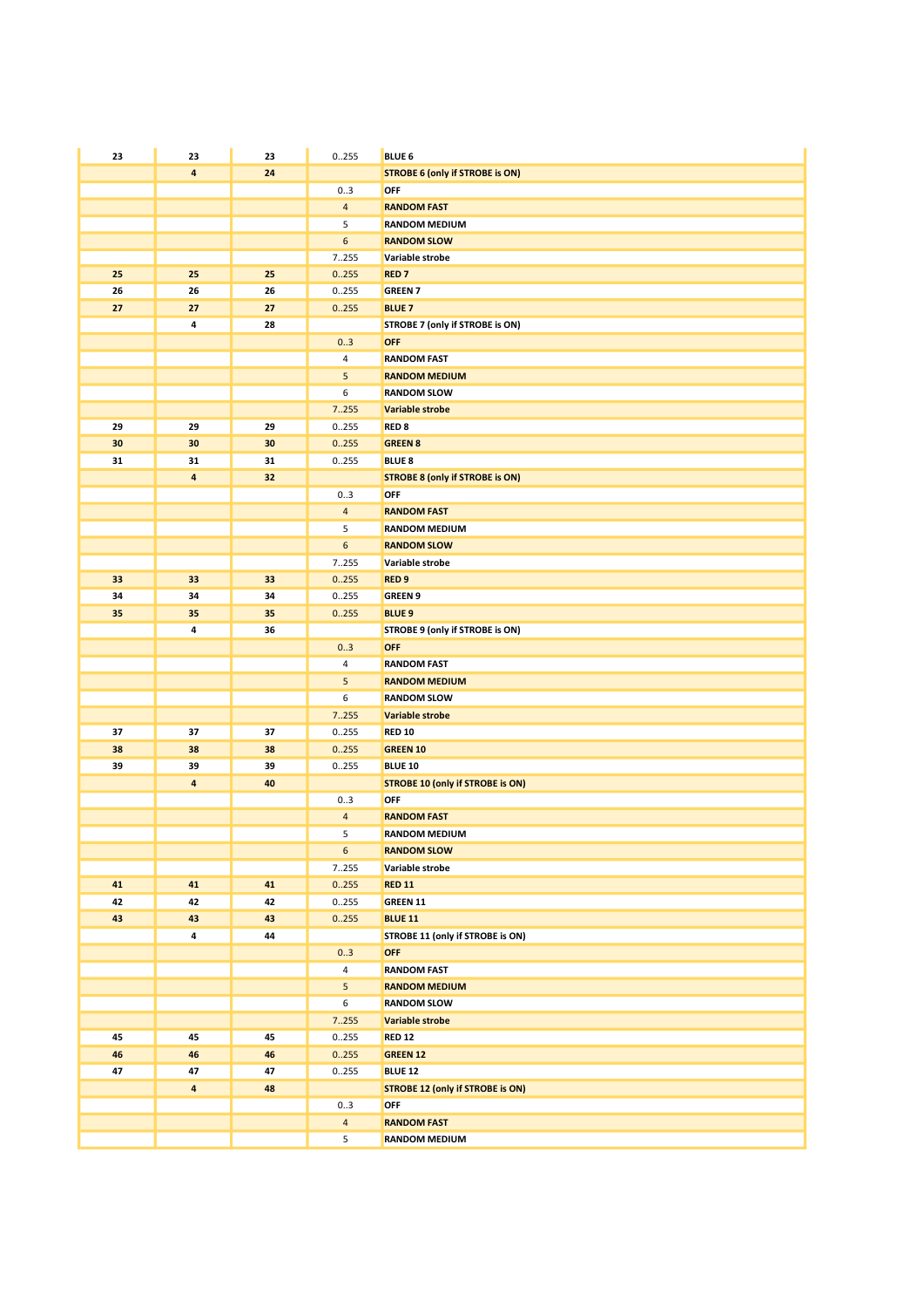| | | | | |
|---|---|---|---|---|
| **23** | **23** | **23** | 0..255 | **BLUE 6** |
| | **4** | **24** | | **STROBE 6 (only if STROBE is ON)** |
| | | | 0..3 | **OFF** |
| | | | 4 | **RANDOM FAST** |
| | | | 5 | **RANDOM MEDIUM** |
| | | | 6 | **RANDOM SLOW** |
| | | | 7..255 | **Variable strobe** |
| **25** | **25** | **25** | 0..255 | **RED 7** |
| **26** | **26** | **26** | 0..255 | **GREEN 7** |
| **27** | **27** | **27** | 0..255 | **BLUE 7** |
| | **4** | **28** | | **STROBE 7 (only if STROBE is ON)** |
| | | | 0..3 | **OFF** |
| | | | 4 | **RANDOM FAST** |
| | | | 5 | **RANDOM MEDIUM** |
| | | | 6 | **RANDOM SLOW** |
| | | | 7..255 | **Variable strobe** |
| **29** | **29** | **29** | 0..255 | **RED 8** |
| **30** | **30** | **30** | 0..255 | **GREEN 8** |
| **31** | **31** | **31** | 0..255 | **BLUE 8** |
| | **4** | **32** | | **STROBE 8 (only if STROBE is ON)** |
| | | | 0..3 | **OFF** |
| | | | 4 | **RANDOM FAST** |
| | | | 5 | **RANDOM MEDIUM** |
| | | | 6 | **RANDOM SLOW** |
| | | | 7..255 | **Variable strobe** |
| **33** | **33** | **33** | 0..255 | **RED 9** |
| **34** | **34** | **34** | 0..255 | **GREEN 9** |
| **35** | **35** | **35** | 0..255 | **BLUE 9** |
| | **4** | **36** | | **STROBE 9 (only if STROBE is ON)** |
| | | | 0..3 | **OFF** |
| | | | 4 | **RANDOM FAST** |
| | | | 5 | **RANDOM MEDIUM** |
| | | | 6 | **RANDOM SLOW** |
| | | | 7..255 | **Variable strobe** |
| **37** | **37** | **37** | 0..255 | **RED 10** |
| **38** | **38** | **38** | 0..255 | **GREEN 10** |
| **39** | **39** | **39** | 0..255 | **BLUE 10** |
| | **4** | **40** | | **STROBE 10 (only if STROBE is ON)** |
| | | | 0..3 | **OFF** |
| | | | 4 | **RANDOM FAST** |
| | | | 5 | **RANDOM MEDIUM** |
| | | | 6 | **RANDOM SLOW** |
| | | | 7..255 | **Variable strobe** |
| **41** | **41** | **41** | 0..255 | **RED 11** |
| **42** | **42** | **42** | 0..255 | **GREEN 11** |
| **43** | **43** | **43** | 0..255 | **BLUE 11** |
| | **4** | **44** | | **STROBE 11 (only if STROBE is ON)** |
| | | | 0..3 | **OFF** |
| | | | 4 | **RANDOM FAST** |
| | | | 5 | **RANDOM MEDIUM** |
| | | | 6 | **RANDOM SLOW** |
| | | | 7..255 | **Variable strobe** |
| **45** | **45** | **45** | 0..255 | **RED 12** |
| **46** | **46** | **46** | 0..255 | **GREEN 12** |
| **47** | **47** | **47** | 0..255 | **BLUE 12** |
| | **4** | **48** | | **STROBE 12 (only if STROBE is ON)** |
| | | | 0..3 | **OFF** |
| | | | 4 | **RANDOM FAST** |
| | | | 5 | **RANDOM MEDIUM** |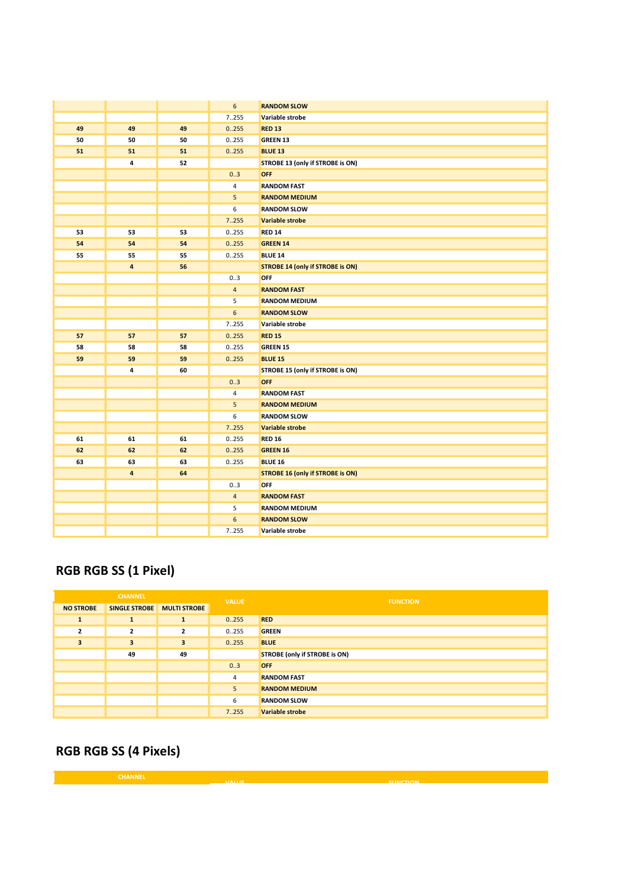| | | | 6 | **RANDOM SLOW** |
|---|---|---|---|---|
| | | | 7..255 | **Variable strobe** |
| **49** | **49** | **49** | 0..255 | **RED 13** |
| **50** | **50** | **50** | 0..255 | **GREEN 13** |
| **51** | **51** | **51** | 0..255 | **BLUE 13** |
| | **4** | **52** | | **STROBE 13 (only if STROBE is ON)** |
| | | | 0..3 | **OFF** |
| | | | 4 | **RANDOM FAST** |
| | | | 5 | **RANDOM MEDIUM** |
| | | | 6 | **RANDOM SLOW** |
| | | | 7..255 | **Variable strobe** |
| **53** | **53** | **53** | 0..255 | **RED 14** |
| **54** | **54** | **54** | 0..255 | **GREEN 14** |
| **55** | **55** | **55** | 0..255 | **BLUE 14** |
| | **4** | **56** | | **STROBE 14 (only if STROBE is ON)** |
| | | | 0..3 | **OFF** |
| | | | 4 | **RANDOM FAST** |
| | | | 5 | **RANDOM MEDIUM** |
| | | | 6 | **RANDOM SLOW** |
| | | | 7..255 | **Variable strobe** |
| **57** | **57** | **57** | 0..255 | **RED 15** |
| **58** | **58** | **58** | 0..255 | **GREEN 15** |
| **59** | **59** | **59** | 0..255 | **BLUE 15** |
| | **4** | **60** | | **STROBE 15 (only if STROBE is ON)** |
| | | | 0..3 | **OFF** |
| | | | 4 | **RANDOM FAST** |
| | | | 5 | **RANDOM MEDIUM** |
| | | | 6 | **RANDOM SLOW** |
| | | | 7..255 | **Variable strobe** |
| **61** | **61** | **61** | 0..255 | **RED 16** |
| **62** | **62** | **62** | 0..255 | **GREEN 16** |
| **63** | **63** | **63** | 0..255 | **BLUE 16** |
| | **4** | **64** | | **STROBE 16 (only if STROBE is ON)** |
| | | | 0..3 | **OFF** |
| | | | 4 | **RANDOM FAST** |
| | | | 5 | **RANDOM MEDIUM** |
| | | | 6 | **RANDOM SLOW** |
| | | | 7..255 | **Variable strobe** |

## RGB RGB SS (1 Pixel)

| CHANNEL | | | VALUE | FUNCTION |
|---|---|---|---|---|
| **NO STROBE** | **SINGLE STROBE** | **MULTI STROBE** | | |
| **1** | **1** | **1** | 0..255 | **RED** |
| **2** | **2** | **2** | 0..255 | **GREEN** |
| **3** | **3** | **3** | 0..255 | **BLUE** |
| | **49** | **49** | | **STROBE (only if STROBE is ON)** |
| | | | 0..3 | **OFF** |
| | | | 4 | **RANDOM FAST** |
| | | | 5 | **RANDOM MEDIUM** |
| | | | 6 | **RANDOM SLOW** |
| | | | 7..255 | **Variable strobe** |

## RGB RGB SS (4 Pixels)

| CHANNEL | | | VALUE | FUNCTION |
|---|---|---|---|---|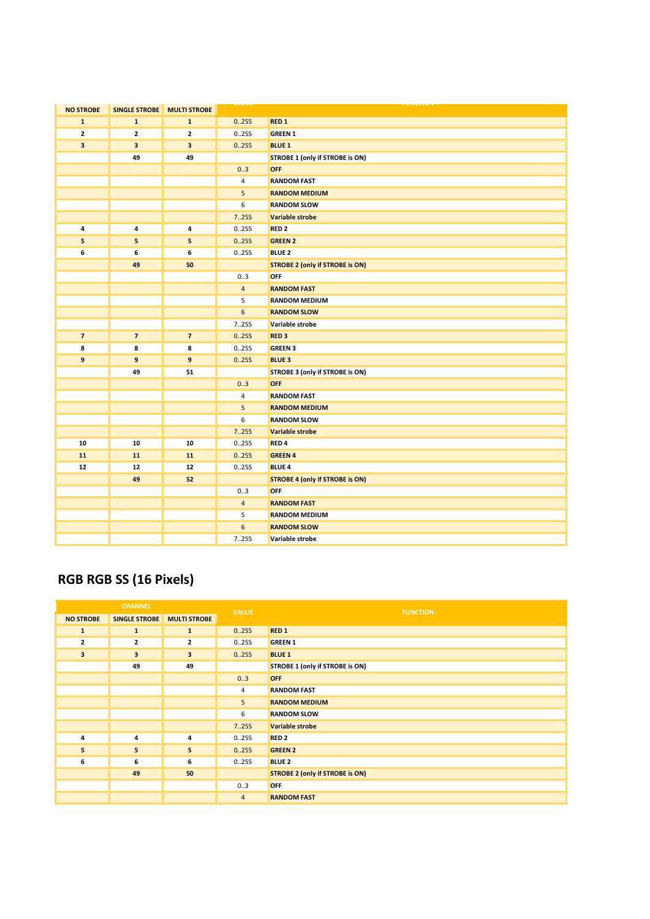| NO STROBE | SINGLE STROBE | MULTI STROBE | VALUE | FUNCTION |
|---|---|---|---|---|
| 1 | 1 | 1 | 0..255 | RED 1 |
| 2 | 2 | 2 | 0..255 | GREEN 1 |
| 3 | 3 | 3 | 0..255 | BLUE 1 |
| | 49 | 49 | | STROBE 1 (only if STROBE is ON) |
| | | | 0..3 | OFF |
| | | | 4 | RANDOM FAST |
| | | | 5 | RANDOM MEDIUM |
| | | | 6 | RANDOM SLOW |
| | | | 7..255 | Variable strobe |
| 4 | 4 | 4 | 0..255 | RED 2 |
| 5 | 5 | 5 | 0..255 | GREEN 2 |
| 6 | 6 | 6 | 0..255 | BLUE 2 |
| | 49 | 50 | | STROBE 2 (only if STROBE is ON) |
| | | | 0..3 | OFF |
| | | | 4 | RANDOM FAST |
| | | | 5 | RANDOM MEDIUM |
| | | | 6 | RANDOM SLOW |
| | | | 7..255 | Variable strobe |
| 7 | 7 | 7 | 0..255 | RED 3 |
| 8 | 8 | 8 | 0..255 | GREEN 3 |
| 9 | 9 | 9 | 0..255 | BLUE 3 |
| | 49 | 51 | | STROBE 3 (only if STROBE is ON) |
| | | | 0..3 | OFF |
| | | | 4 | RANDOM FAST |
| | | | 5 | RANDOM MEDIUM |
| | | | 6 | RANDOM SLOW |
| | | | 7..255 | Variable strobe |
| 10 | 10 | 10 | 0..255 | RED 4 |
| 11 | 11 | 11 | 0..255 | GREEN 4 |
| 12 | 12 | 12 | 0..255 | BLUE 4 |
| | 49 | 52 | | STROBE 4 (only if STROBE is ON) |
| | | | 0..3 | OFF |
| | | | 4 | RANDOM FAST |
| | | | 5 | RANDOM MEDIUM |
| | | | 6 | RANDOM SLOW |
| | | | 7..255 | Variable strobe |

## RGB RGB SS (16 Pixels)

| CHANNEL | | | VALUE | FUNCTION |
|---|---|---|---|---|
| NO STROBE | SINGLE STROBE | MULTI STROBE | | |
| 1 | 1 | 1 | 0..255 | RED 1 |
| 2 | 2 | 2 | 0..255 | GREEN 1 |
| 3 | 3 | 3 | 0..255 | BLUE 1 |
| | 49 | 49 | | STROBE 1 (only if STROBE is ON) |
| | | | 0..3 | OFF |
| | | | 4 | RANDOM FAST |
| | | | 5 | RANDOM MEDIUM |
| | | | 6 | RANDOM SLOW |
| | | | 7..255 | Variable strobe |
| 4 | 4 | 4 | 0..255 | RED 2 |
| 5 | 5 | 5 | 0..255 | GREEN 2 |
| 6 | 6 | 6 | 0..255 | BLUE 2 |
| | 49 | 50 | | STROBE 2 (only if STROBE is ON) |
| | | | 0..3 | OFF |
| | | | 4 | RANDOM FAST |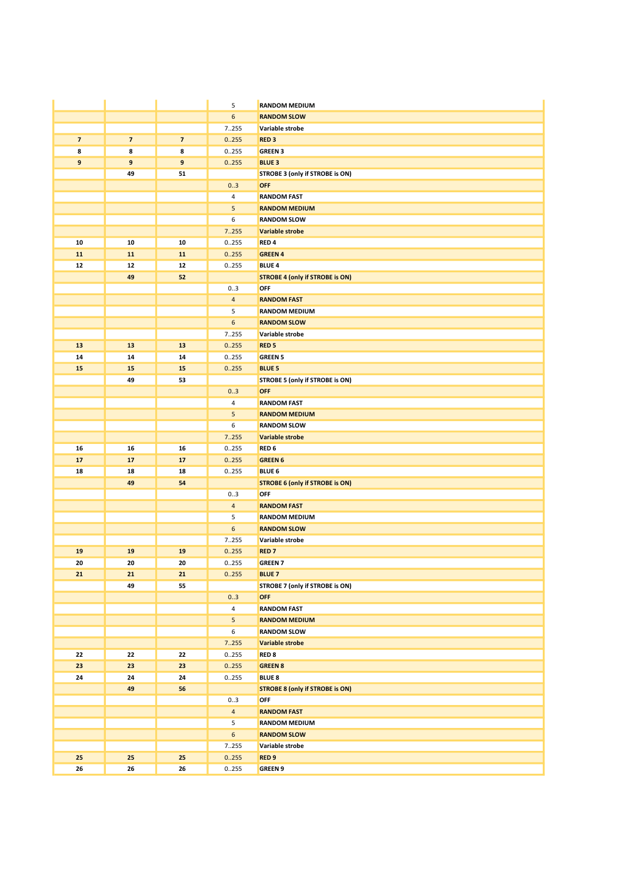| | | | | |
|---|---|---|---|---|
| | | | 5 | **RANDOM MEDIUM** |
| | | | 6 | **RANDOM SLOW** |
| | | | 7..255 | **Variable strobe** |
| **7** | **7** | **7** | 0..255 | **RED 3** |
| **8** | **8** | **8** | 0..255 | **GREEN 3** |
| **9** | **9** | **9** | 0..255 | **BLUE 3** |
| | **49** | **51** | | **STROBE 3 (only if STROBE is ON)** |
| | | | 0..3 | **OFF** |
| | | | 4 | **RANDOM FAST** |
| | | | 5 | **RANDOM MEDIUM** |
| | | | 6 | **RANDOM SLOW** |
| | | | 7..255 | **Variable strobe** |
| **10** | **10** | **10** | 0..255 | **RED 4** |
| **11** | **11** | **11** | 0..255 | **GREEN 4** |
| **12** | **12** | **12** | 0..255 | **BLUE 4** |
| | **49** | **52** | | **STROBE 4 (only if STROBE is ON)** |
| | | | 0..3 | **OFF** |
| | | | 4 | **RANDOM FAST** |
| | | | 5 | **RANDOM MEDIUM** |
| | | | 6 | **RANDOM SLOW** |
| | | | 7..255 | **Variable strobe** |
| **13** | **13** | **13** | 0..255 | **RED 5** |
| **14** | **14** | **14** | 0..255 | **GREEN 5** |
| **15** | **15** | **15** | 0..255 | **BLUE 5** |
| | **49** | **53** | | **STROBE 5 (only if STROBE is ON)** |
| | | | 0..3 | **OFF** |
| | | | 4 | **RANDOM FAST** |
| | | | 5 | **RANDOM MEDIUM** |
| | | | 6 | **RANDOM SLOW** |
| | | | 7..255 | **Variable strobe** |
| **16** | **16** | **16** | 0..255 | **RED 6** |
| **17** | **17** | **17** | 0..255 | **GREEN 6** |
| **18** | **18** | **18** | 0..255 | **BLUE 6** |
| | **49** | **54** | | **STROBE 6 (only if STROBE is ON)** |
| | | | 0..3 | **OFF** |
| | | | 4 | **RANDOM FAST** |
| | | | 5 | **RANDOM MEDIUM** |
| | | | 6 | **RANDOM SLOW** |
| | | | 7..255 | **Variable strobe** |
| **19** | **19** | **19** | 0..255 | **RED 7** |
| **20** | **20** | **20** | 0..255 | **GREEN 7** |
| **21** | **21** | **21** | 0..255 | **BLUE 7** |
| | **49** | **55** | | **STROBE 7 (only if STROBE is ON)** |
| | | | 0..3 | **OFF** |
| | | | 4 | **RANDOM FAST** |
| | | | 5 | **RANDOM MEDIUM** |
| | | | 6 | **RANDOM SLOW** |
| | | | 7..255 | **Variable strobe** |
| **22** | **22** | **22** | 0..255 | **RED 8** |
| **23** | **23** | **23** | 0..255 | **GREEN 8** |
| **24** | **24** | **24** | 0..255 | **BLUE 8** |
| | **49** | **56** | | **STROBE 8 (only if STROBE is ON)** |
| | | | 0..3 | **OFF** |
| | | | 4 | **RANDOM FAST** |
| | | | 5 | **RANDOM MEDIUM** |
| | | | 6 | **RANDOM SLOW** |
| | | | 7..255 | **Variable strobe** |
| **25** | **25** | **25** | 0..255 | **RED 9** |
| **26** | **26** | **26** | 0..255 | **GREEN 9** |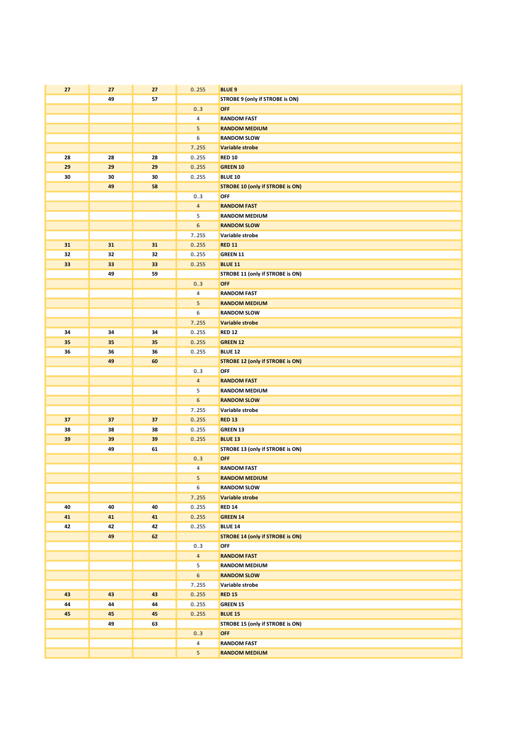| | | | | |
|---|---|---|---|---|
| 27 | 27 | 27 | 0..255 | BLUE 9 |
| | 49 | 57 | | STROBE 9 (only if STROBE is ON) |
| | | | 0..3 | OFF |
| | | | 4 | RANDOM FAST |
| | | | 5 | RANDOM MEDIUM |
| | | | 6 | RANDOM SLOW |
| | | | 7..255 | Variable strobe |
| 28 | 28 | 28 | 0..255 | RED 10 |
| 29 | 29 | 29 | 0..255 | GREEN 10 |
| 30 | 30 | 30 | 0..255 | BLUE 10 |
| | 49 | 58 | | STROBE 10 (only if STROBE is ON) |
| | | | 0..3 | OFF |
| | | | 4 | RANDOM FAST |
| | | | 5 | RANDOM MEDIUM |
| | | | 6 | RANDOM SLOW |
| | | | 7..255 | Variable strobe |
| 31 | 31 | 31 | 0..255 | RED 11 |
| 32 | 32 | 32 | 0..255 | GREEN 11 |
| 33 | 33 | 33 | 0..255 | BLUE 11 |
| | 49 | 59 | | STROBE 11 (only if STROBE is ON) |
| | | | 0..3 | OFF |
| | | | 4 | RANDOM FAST |
| | | | 5 | RANDOM MEDIUM |
| | | | 6 | RANDOM SLOW |
| | | | 7..255 | Variable strobe |
| 34 | 34 | 34 | 0..255 | RED 12 |
| 35 | 35 | 35 | 0..255 | GREEN 12 |
| 36 | 36 | 36 | 0..255 | BLUE 12 |
| | 49 | 60 | | STROBE 12 (only if STROBE is ON) |
| | | | 0..3 | OFF |
| | | | 4 | RANDOM FAST |
| | | | 5 | RANDOM MEDIUM |
| | | | 6 | RANDOM SLOW |
| | | | 7..255 | Variable strobe |
| 37 | 37 | 37 | 0..255 | RED 13 |
| 38 | 38 | 38 | 0..255 | GREEN 13 |
| 39 | 39 | 39 | 0..255 | BLUE 13 |
| | 49 | 61 | | STROBE 13 (only if STROBE is ON) |
| | | | 0..3 | OFF |
| | | | 4 | RANDOM FAST |
| | | | 5 | RANDOM MEDIUM |
| | | | 6 | RANDOM SLOW |
| | | | 7..255 | Variable strobe |
| 40 | 40 | 40 | 0..255 | RED 14 |
| 41 | 41 | 41 | 0..255 | GREEN 14 |
| 42 | 42 | 42 | 0..255 | BLUE 14 |
| | 49 | 62 | | STROBE 14 (only if STROBE is ON) |
| | | | 0..3 | OFF |
| | | | 4 | RANDOM FAST |
| | | | 5 | RANDOM MEDIUM |
| | | | 6 | RANDOM SLOW |
| | | | 7..255 | Variable strobe |
| 43 | 43 | 43 | 0..255 | RED 15 |
| 44 | 44 | 44 | 0..255 | GREEN 15 |
| 45 | 45 | 45 | 0..255 | BLUE 15 |
| | 49 | 63 | | STROBE 15 (only if STROBE is ON) |
| | | | 0..3 | OFF |
| | | | 4 | RANDOM FAST |
| | | | 5 | RANDOM MEDIUM |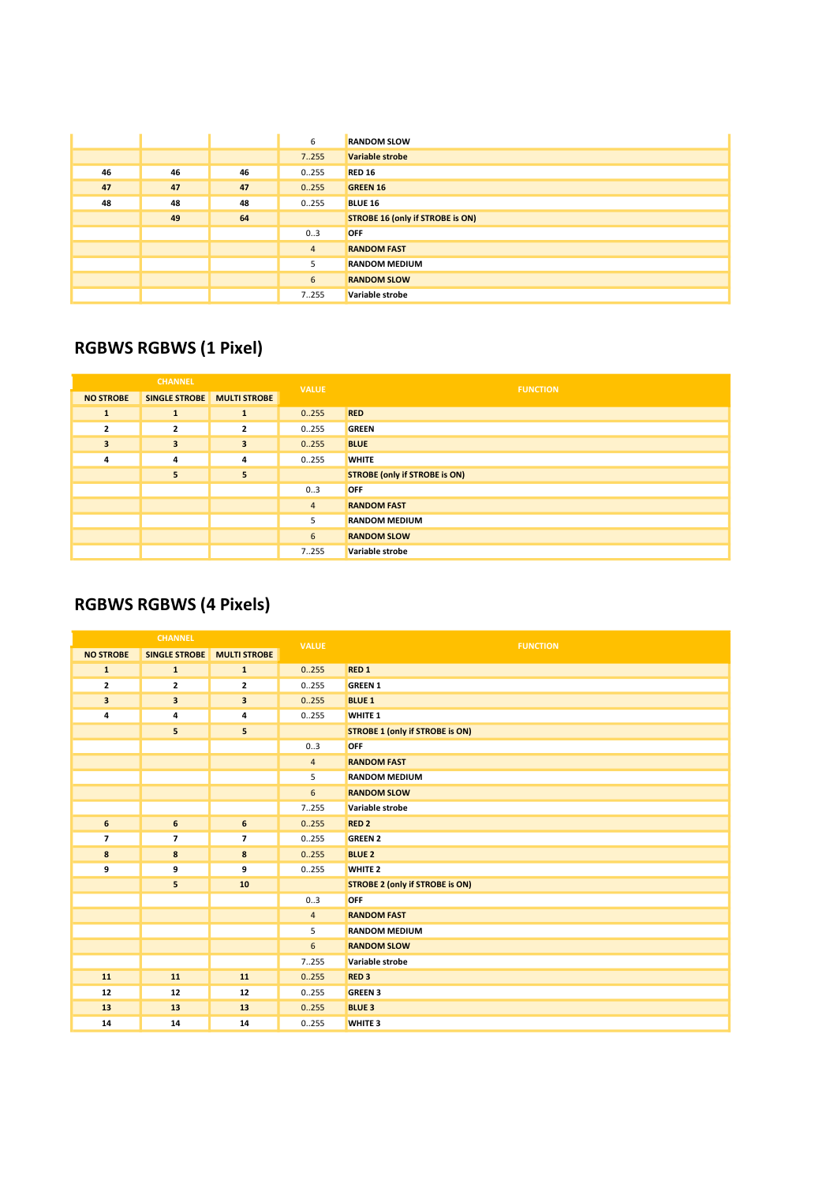| | | | 6 | RANDOM SLOW |
|---|---|---|---|---|
| | | | 7..255 | Variable strobe |
| 46 | 46 | 46 | 0..255 | RED 16 |
| 47 | 47 | 47 | 0..255 | GREEN 16 |
| 48 | 48 | 48 | 0..255 | BLUE 16 |
| | 49 | 64 | | STROBE 16 (only if STROBE is ON) |
| | | | 0..3 | OFF |
| | | | 4 | RANDOM FAST |
| | | | 5 | RANDOM MEDIUM |
| | | | 6 | RANDOM SLOW |
| | | | 7..255 | Variable strobe |

## RGBWS RGBWS (1 Pixel)

| CHANNEL | | | VALUE | FUNCTION |
|---|---|---|---|---|
| NO STROBE | SINGLE STROBE | MULTI STROBE | | |
| 1 | 1 | 1 | 0..255 | RED |
| 2 | 2 | 2 | 0..255 | GREEN |
| 3 | 3 | 3 | 0..255 | BLUE |
| 4 | 4 | 4 | 0..255 | WHITE |
| | 5 | 5 | | STROBE (only if STROBE is ON) |
| | | | 0..3 | OFF |
| | | | 4 | RANDOM FAST |
| | | | 5 | RANDOM MEDIUM |
| | | | 6 | RANDOM SLOW |
| | | | 7..255 | Variable strobe |

## RGBWS RGBWS (4 Pixels)

| CHANNEL | | | VALUE | FUNCTION |
|---|---|---|---|---|
| NO STROBE | SINGLE STROBE | MULTI STROBE | | |
| 1 | 1 | 1 | 0..255 | RED 1 |
| 2 | 2 | 2 | 0..255 | GREEN 1 |
| 3 | 3 | 3 | 0..255 | BLUE 1 |
| 4 | 4 | 4 | 0..255 | WHITE 1 |
| | 5 | 5 | | STROBE 1 (only if STROBE is ON) |
| | | | 0..3 | OFF |
| | | | 4 | RANDOM FAST |
| | | | 5 | RANDOM MEDIUM |
| | | | 6 | RANDOM SLOW |
| | | | 7..255 | Variable strobe |
| 6 | 6 | 6 | 0..255 | RED 2 |
| 7 | 7 | 7 | 0..255 | GREEN 2 |
| 8 | 8 | 8 | 0..255 | BLUE 2 |
| 9 | 9 | 9 | 0..255 | WHITE 2 |
| | 5 | 10 | | STROBE 2 (only if STROBE is ON) |
| | | | 0..3 | OFF |
| | | | 4 | RANDOM FAST |
| | | | 5 | RANDOM MEDIUM |
| | | | 6 | RANDOM SLOW |
| | | | 7..255 | Variable strobe |
| 11 | 11 | 11 | 0..255 | RED 3 |
| 12 | 12 | 12 | 0..255 | GREEN 3 |
| 13 | 13 | 13 | 0..255 | BLUE 3 |
| 14 | 14 | 14 | 0..255 | WHITE 3 |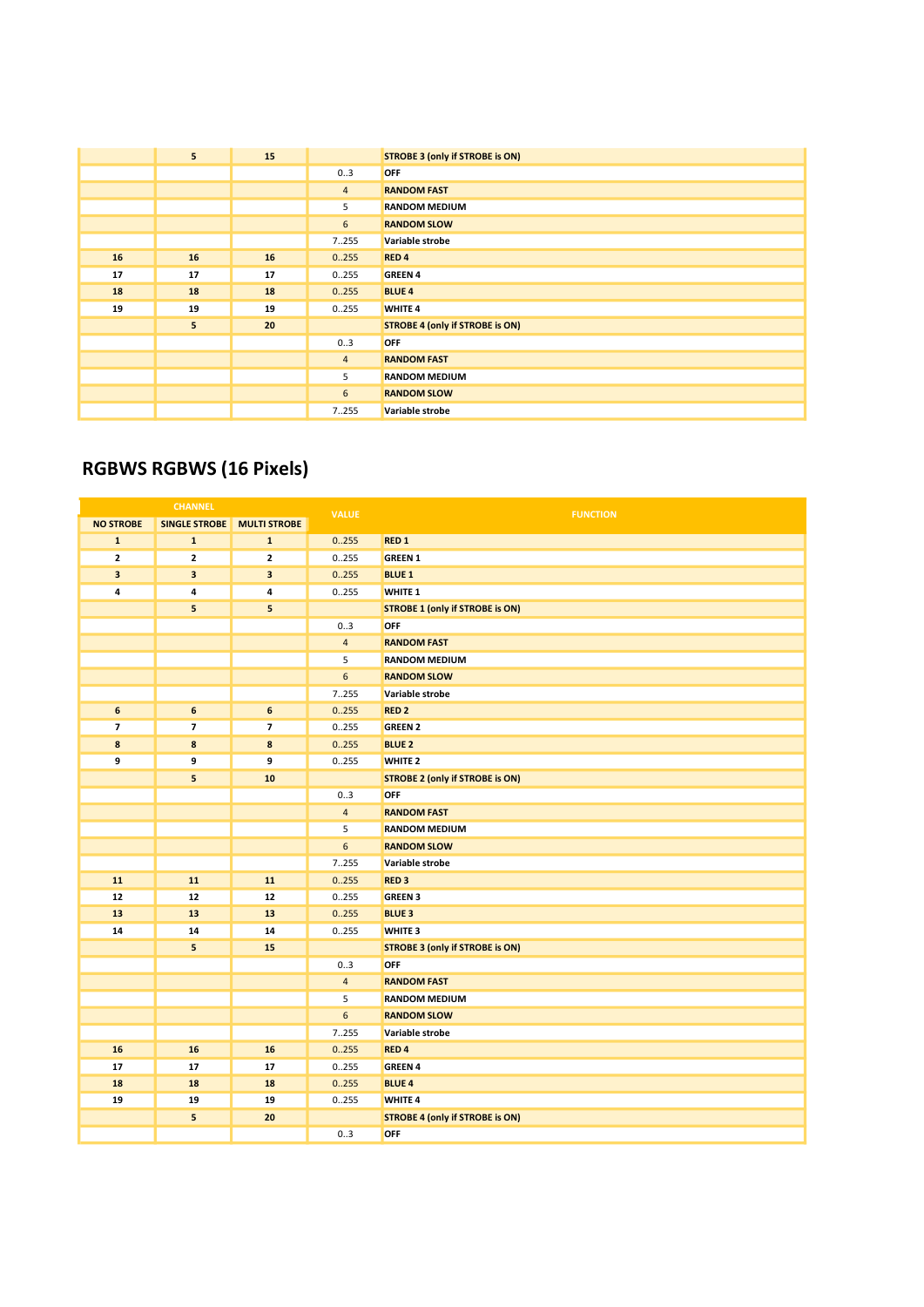| | | | | |
|---|---|---|---|---|
| | **5** | **15** | | **STROBE 3 (only if STROBE is ON)** |
| | | | 0..3 | **OFF** |
| | | | 4 | **RANDOM FAST** |
| | | | 5 | **RANDOM MEDIUM** |
| | | | 6 | **RANDOM SLOW** |
| | | | 7..255 | **Variable strobe** |
| **16** | **16** | **16** | 0..255 | **RED 4** |
| **17** | **17** | **17** | 0..255 | **GREEN 4** |
| **18** | **18** | **18** | 0..255 | **BLUE 4** |
| **19** | **19** | **19** | 0..255 | **WHITE 4** |
| | **5** | **20** | | **STROBE 4 (only if STROBE is ON)** |
| | | | 0..3 | **OFF** |
| | | | 4 | **RANDOM FAST** |
| | | | 5 | **RANDOM MEDIUM** |
| | | | 6 | **RANDOM SLOW** |
| | | | 7..255 | **Variable strobe** |

## RGBWS RGBWS (16 Pixels)

| CHANNEL | | | VALUE | FUNCTION |
|---|---|---|---|---|
| **NO STROBE** | **SINGLE STROBE** | **MULTI STROBE** | | |
| **1** | **1** | **1** | 0..255 | **RED 1** |
| **2** | **2** | **2** | 0..255 | **GREEN 1** |
| **3** | **3** | **3** | 0..255 | **BLUE 1** |
| **4** | **4** | **4** | 0..255 | **WHITE 1** |
| | **5** | **5** | | **STROBE 1 (only if STROBE is ON)** |
| | | | 0..3 | **OFF** |
| | | | 4 | **RANDOM FAST** |
| | | | 5 | **RANDOM MEDIUM** |
| | | | 6 | **RANDOM SLOW** |
| | | | 7..255 | **Variable strobe** |
| **6** | **6** | **6** | 0..255 | **RED 2** |
| **7** | **7** | **7** | 0..255 | **GREEN 2** |
| **8** | **8** | **8** | 0..255 | **BLUE 2** |
| **9** | **9** | **9** | 0..255 | **WHITE 2** |
| | **5** | **10** | | **STROBE 2 (only if STROBE is ON)** |
| | | | 0..3 | **OFF** |
| | | | 4 | **RANDOM FAST** |
| | | | 5 | **RANDOM MEDIUM** |
| | | | 6 | **RANDOM SLOW** |
| | | | 7..255 | **Variable strobe** |
| **11** | **11** | **11** | 0..255 | **RED 3** |
| **12** | **12** | **12** | 0..255 | **GREEN 3** |
| **13** | **13** | **13** | 0..255 | **BLUE 3** |
| **14** | **14** | **14** | 0..255 | **WHITE 3** |
| | **5** | **15** | | **STROBE 3 (only if STROBE is ON)** |
| | | | 0..3 | **OFF** |
| | | | 4 | **RANDOM FAST** |
| | | | 5 | **RANDOM MEDIUM** |
| | | | 6 | **RANDOM SLOW** |
| | | | 7..255 | **Variable strobe** |
| **16** | **16** | **16** | 0..255 | **RED 4** |
| **17** | **17** | **17** | 0..255 | **GREEN 4** |
| **18** | **18** | **18** | 0..255 | **BLUE 4** |
| **19** | **19** | **19** | 0..255 | **WHITE 4** |
| | **5** | **20** | | **STROBE 4 (only if STROBE is ON)** |
| | | | 0..3 | **OFF** |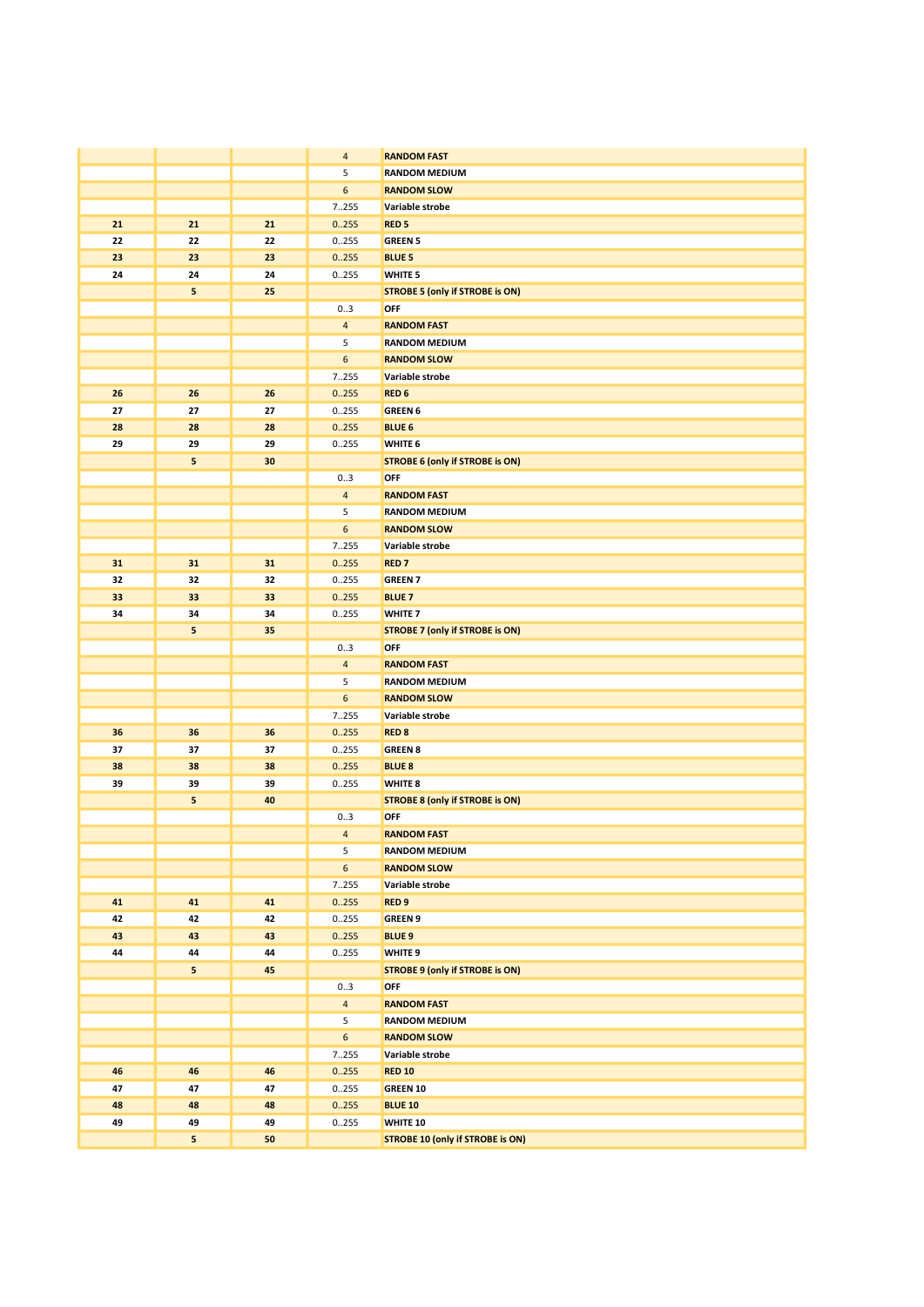| | | | | |
|---|---|---|---|---|
| | | | 4 | **RANDOM FAST** |
| | | | 5 | **RANDOM MEDIUM** |
| | | | 6 | **RANDOM SLOW** |
| | | | 7..255 | **Variable strobe** |
| **21** | **21** | **21** | 0..255 | **RED 5** |
| **22** | **22** | **22** | 0..255 | **GREEN 5** |
| **23** | **23** | **23** | 0..255 | **BLUE 5** |
| **24** | **24** | **24** | 0..255 | **WHITE 5** |
| | **5** | **25** | | **STROBE 5 (only if STROBE is ON)** |
| | | | 0..3 | **OFF** |
| | | | 4 | **RANDOM FAST** |
| | | | 5 | **RANDOM MEDIUM** |
| | | | 6 | **RANDOM SLOW** |
| | | | 7..255 | **Variable strobe** |
| **26** | **26** | **26** | 0..255 | **RED 6** |
| **27** | **27** | **27** | 0..255 | **GREEN 6** |
| **28** | **28** | **28** | 0..255 | **BLUE 6** |
| **29** | **29** | **29** | 0..255 | **WHITE 6** |
| | **5** | **30** | | **STROBE 6 (only if STROBE is ON)** |
| | | | 0..3 | **OFF** |
| | | | 4 | **RANDOM FAST** |
| | | | 5 | **RANDOM MEDIUM** |
| | | | 6 | **RANDOM SLOW** |
| | | | 7..255 | **Variable strobe** |
| **31** | **31** | **31** | 0..255 | **RED 7** |
| **32** | **32** | **32** | 0..255 | **GREEN 7** |
| **33** | **33** | **33** | 0..255 | **BLUE 7** |
| **34** | **34** | **34** | 0..255 | **WHITE 7** |
| | **5** | **35** | | **STROBE 7 (only if STROBE is ON)** |
| | | | 0..3 | **OFF** |
| | | | 4 | **RANDOM FAST** |
| | | | 5 | **RANDOM MEDIUM** |
| | | | 6 | **RANDOM SLOW** |
| | | | 7..255 | **Variable strobe** |
| **36** | **36** | **36** | 0..255 | **RED 8** |
| **37** | **37** | **37** | 0..255 | **GREEN 8** |
| **38** | **38** | **38** | 0..255 | **BLUE 8** |
| **39** | **39** | **39** | 0..255 | **WHITE 8** |
| | **5** | **40** | | **STROBE 8 (only if STROBE is ON)** |
| | | | 0..3 | **OFF** |
| | | | 4 | **RANDOM FAST** |
| | | | 5 | **RANDOM MEDIUM** |
| | | | 6 | **RANDOM SLOW** |
| | | | 7..255 | **Variable strobe** |
| **41** | **41** | **41** | 0..255 | **RED 9** |
| **42** | **42** | **42** | 0..255 | **GREEN 9** |
| **43** | **43** | **43** | 0..255 | **BLUE 9** |
| **44** | **44** | **44** | 0..255 | **WHITE 9** |
| | **5** | **45** | | **STROBE 9 (only if STROBE is ON)** |
| | | | 0..3 | **OFF** |
| | | | 4 | **RANDOM FAST** |
| | | | 5 | **RANDOM MEDIUM** |
| | | | 6 | **RANDOM SLOW** |
| | | | 7..255 | **Variable strobe** |
| **46** | **46** | **46** | 0..255 | **RED 10** |
| **47** | **47** | **47** | 0..255 | **GREEN 10** |
| **48** | **48** | **48** | 0..255 | **BLUE 10** |
| **49** | **49** | **49** | 0..255 | **WHITE 10** |
| | **5** | **50** | | **STROBE 10 (only if STROBE is ON)** |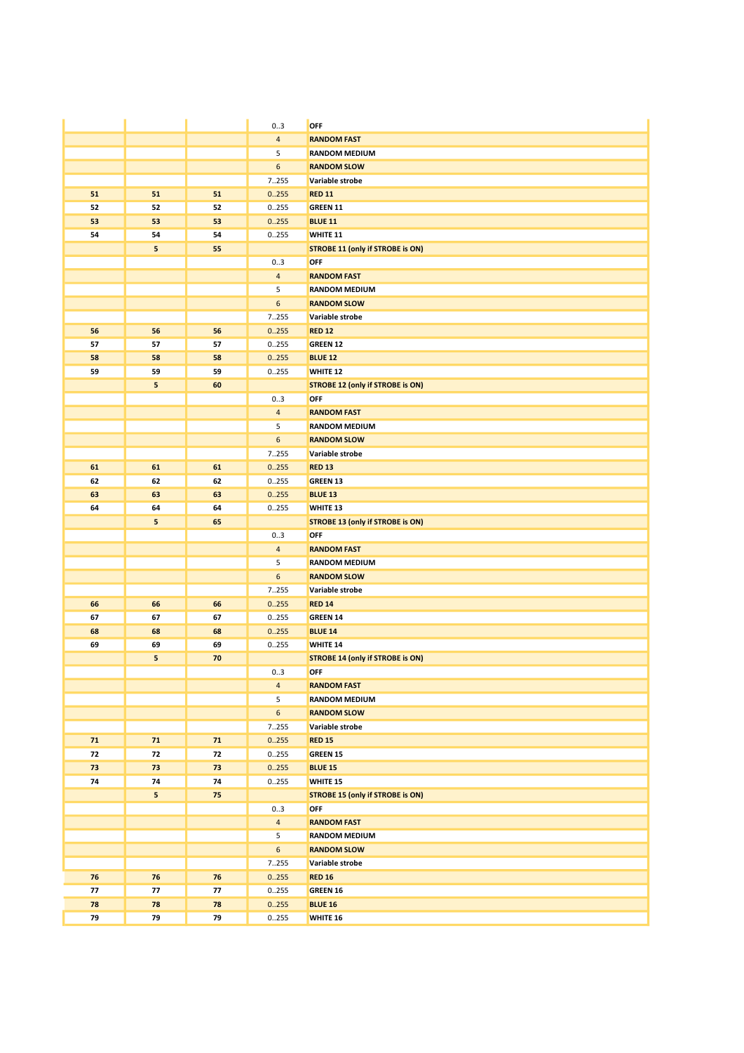| | | | | |
|---|---|---|---|---|
| | | | 0..3 | **OFF** |
| | | | 4 | **RANDOM FAST** |
| | | | 5 | **RANDOM MEDIUM** |
| | | | 6 | **RANDOM SLOW** |
| | | | 7..255 | **Variable strobe** |
| **51** | **51** | **51** | 0..255 | **RED 11** |
| **52** | **52** | **52** | 0..255 | **GREEN 11** |
| **53** | **53** | **53** | 0..255 | **BLUE 11** |
| **54** | **54** | **54** | 0..255 | **WHITE 11** |
| | **5** | **55** | | **STROBE 11 (only if STROBE is ON)** |
| | | | 0..3 | **OFF** |
| | | | 4 | **RANDOM FAST** |
| | | | 5 | **RANDOM MEDIUM** |
| | | | 6 | **RANDOM SLOW** |
| | | | 7..255 | **Variable strobe** |
| **56** | **56** | **56** | 0..255 | **RED 12** |
| **57** | **57** | **57** | 0..255 | **GREEN 12** |
| **58** | **58** | **58** | 0..255 | **BLUE 12** |
| **59** | **59** | **59** | 0..255 | **WHITE 12** |
| | **5** | **60** | | **STROBE 12 (only if STROBE is ON)** |
| | | | 0..3 | **OFF** |
| | | | 4 | **RANDOM FAST** |
| | | | 5 | **RANDOM MEDIUM** |
| | | | 6 | **RANDOM SLOW** |
| | | | 7..255 | **Variable strobe** |
| **61** | **61** | **61** | 0..255 | **RED 13** |
| **62** | **62** | **62** | 0..255 | **GREEN 13** |
| **63** | **63** | **63** | 0..255 | **BLUE 13** |
| **64** | **64** | **64** | 0..255 | **WHITE 13** |
| | **5** | **65** | | **STROBE 13 (only if STROBE is ON)** |
| | | | 0..3 | **OFF** |
| | | | 4 | **RANDOM FAST** |
| | | | 5 | **RANDOM MEDIUM** |
| | | | 6 | **RANDOM SLOW** |
| | | | 7..255 | **Variable strobe** |
| **66** | **66** | **66** | 0..255 | **RED 14** |
| **67** | **67** | **67** | 0..255 | **GREEN 14** |
| **68** | **68** | **68** | 0..255 | **BLUE 14** |
| **69** | **69** | **69** | 0..255 | **WHITE 14** |
| | **5** | **70** | | **STROBE 14 (only if STROBE is ON)** |
| | | | 0..3 | **OFF** |
| | | | 4 | **RANDOM FAST** |
| | | | 5 | **RANDOM MEDIUM** |
| | | | 6 | **RANDOM SLOW** |
| | | | 7..255 | **Variable strobe** |
| **71** | **71** | **71** | 0..255 | **RED 15** |
| **72** | **72** | **72** | 0..255 | **GREEN 15** |
| **73** | **73** | **73** | 0..255 | **BLUE 15** |
| **74** | **74** | **74** | 0..255 | **WHITE 15** |
| | **5** | **75** | | **STROBE 15 (only if STROBE is ON)** |
| | | | 0..3 | **OFF** |
| | | | 4 | **RANDOM FAST** |
| | | | 5 | **RANDOM MEDIUM** |
| | | | 6 | **RANDOM SLOW** |
| | | | 7..255 | **Variable strobe** |
| **76** | **76** | **76** | 0..255 | **RED 16** |
| **77** | **77** | **77** | 0..255 | **GREEN 16** |
| **78** | **78** | **78** | 0..255 | **BLUE 16** |
| **79** | **79** | **79** | 0..255 | **WHITE 16** |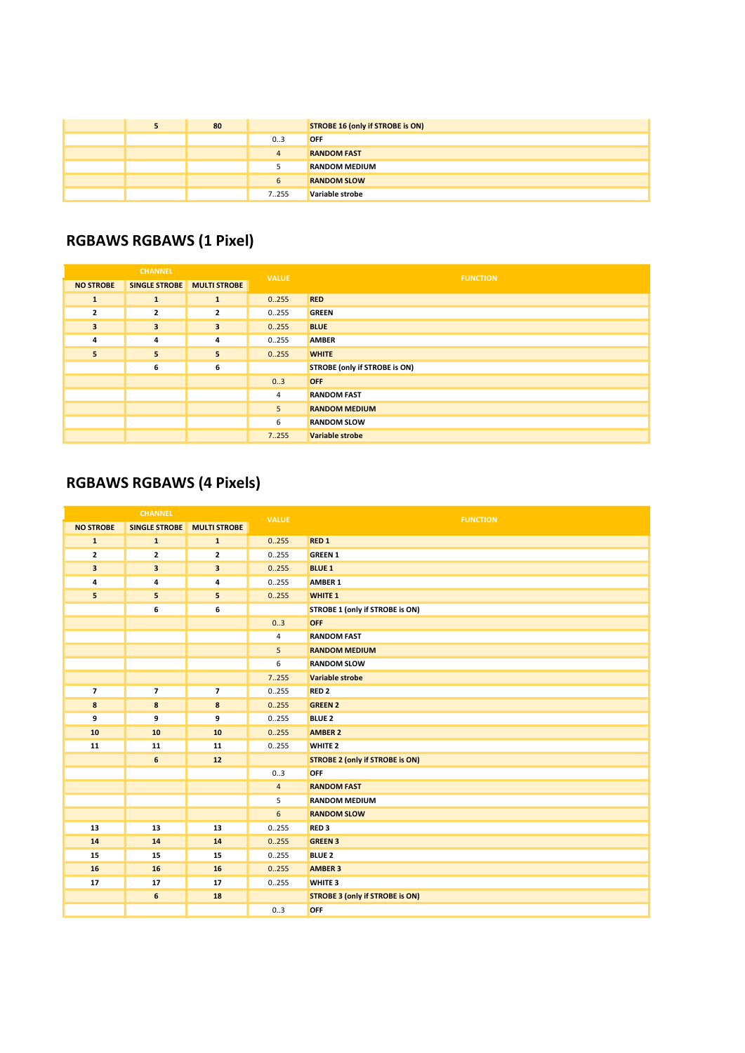| | 5 | 80 | | STROBE 16 (only if STROBE is ON) |
|---|---|---|---|---|
| | | | 0..3 | OFF |
| | | | 4 | RANDOM FAST |
| | | | 5 | RANDOM MEDIUM |
| | | | 6 | RANDOM SLOW |
| | | | 7..255 | Variable strobe |

## RGBAWS RGBAWS (1 Pixel)

| CHANNEL | | | VALUE | FUNCTION |
|---|---|---|---|---|
| NO STROBE | SINGLE STROBE | MULTI STROBE | | |
| 1 | 1 | 1 | 0..255 | RED |
| 2 | 2 | 2 | 0..255 | GREEN |
| 3 | 3 | 3 | 0..255 | BLUE |
| 4 | 4 | 4 | 0..255 | AMBER |
| 5 | 5 | 5 | 0..255 | WHITE |
| | 6 | 6 | | STROBE (only if STROBE is ON) |
| | | | 0..3 | OFF |
| | | | 4 | RANDOM FAST |
| | | | 5 | RANDOM MEDIUM |
| | | | 6 | RANDOM SLOW |
| | | | 7..255 | Variable strobe |

## RGBAWS RGBAWS (4 Pixels)

| CHANNEL | | | VALUE | FUNCTION |
|---|---|---|---|---|
| NO STROBE | SINGLE STROBE | MULTI STROBE | | |
| 1 | 1 | 1 | 0..255 | RED 1 |
| 2 | 2 | 2 | 0..255 | GREEN 1 |
| 3 | 3 | 3 | 0..255 | BLUE 1 |
| 4 | 4 | 4 | 0..255 | AMBER 1 |
| 5 | 5 | 5 | 0..255 | WHITE 1 |
| | 6 | 6 | | STROBE 1 (only if STROBE is ON) |
| | | | 0..3 | OFF |
| | | | 4 | RANDOM FAST |
| | | | 5 | RANDOM MEDIUM |
| | | | 6 | RANDOM SLOW |
| | | | 7..255 | Variable strobe |
| 7 | 7 | 7 | 0..255 | RED 2 |
| 8 | 8 | 8 | 0..255 | GREEN 2 |
| 9 | 9 | 9 | 0..255 | BLUE 2 |
| 10 | 10 | 10 | 0..255 | AMBER 2 |
| 11 | 11 | 11 | 0..255 | WHITE 2 |
| | 6 | 12 | | STROBE 2 (only if STROBE is ON) |
| | | | 0..3 | OFF |
| | | | 4 | RANDOM FAST |
| | | | 5 | RANDOM MEDIUM |
| | | | 6 | RANDOM SLOW |
| 13 | 13 | 13 | 0..255 | RED 3 |
| 14 | 14 | 14 | 0..255 | GREEN 3 |
| 15 | 15 | 15 | 0..255 | BLUE 2 |
| 16 | 16 | 16 | 0..255 | AMBER 3 |
| 17 | 17 | 17 | 0..255 | WHITE 3 |
| | 6 | 18 | | STROBE 3 (only if STROBE is ON) |
| | | | 0..3 | OFF |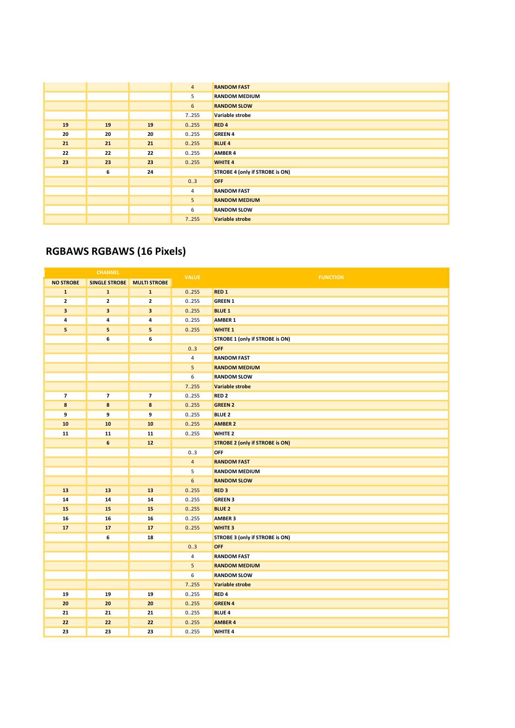| | | | 4 | RANDOM FAST |
|---|---|---|---|---|
| | | | 5 | RANDOM MEDIUM |
| | | | 6 | RANDOM SLOW |
| | | | 7..255 | Variable strobe |
| 19 | 19 | 19 | 0..255 | RED 4 |
| 20 | 20 | 20 | 0..255 | GREEN 4 |
| 21 | 21 | 21 | 0..255 | BLUE 4 |
| 22 | 22 | 22 | 0..255 | AMBER 4 |
| 23 | 23 | 23 | 0..255 | WHITE 4 |
| | 6 | 24 | | STROBE 4 (only if STROBE is ON) |
| | | | 0..3 | OFF |
| | | | 4 | RANDOM FAST |
| | | | 5 | RANDOM MEDIUM |
| | | | 6 | RANDOM SLOW |
| | | | 7..255 | Variable strobe |

## RGBAWS RGBAWS (16 Pixels)

| CHANNEL | | | VALUE | FUNCTION |
|---|---|---|---|---|
| NO STROBE | SINGLE STROBE | MULTI STROBE | | |
| 1 | 1 | 1 | 0..255 | RED 1 |
| 2 | 2 | 2 | 0..255 | GREEN 1 |
| 3 | 3 | 3 | 0..255 | BLUE 1 |
| 4 | 4 | 4 | 0..255 | AMBER 1 |
| 5 | 5 | 5 | 0..255 | WHITE 1 |
| | 6 | 6 | | STROBE 1 (only if STROBE is ON) |
| | | | 0..3 | OFF |
| | | | 4 | RANDOM FAST |
| | | | 5 | RANDOM MEDIUM |
| | | | 6 | RANDOM SLOW |
| | | | 7..255 | Variable strobe |
| 7 | 7 | 7 | 0..255 | RED 2 |
| 8 | 8 | 8 | 0..255 | GREEN 2 |
| 9 | 9 | 9 | 0..255 | BLUE 2 |
| 10 | 10 | 10 | 0..255 | AMBER 2 |
| 11 | 11 | 11 | 0..255 | WHITE 2 |
| | 6 | 12 | | STROBE 2 (only if STROBE is ON) |
| | | | 0..3 | OFF |
| | | | 4 | RANDOM FAST |
| | | | 5 | RANDOM MEDIUM |
| | | | 6 | RANDOM SLOW |
| 13 | 13 | 13 | 0..255 | RED 3 |
| 14 | 14 | 14 | 0..255 | GREEN 3 |
| 15 | 15 | 15 | 0..255 | BLUE 2 |
| 16 | 16 | 16 | 0..255 | AMBER 3 |
| 17 | 17 | 17 | 0..255 | WHITE 3 |
| | 6 | 18 | | STROBE 3 (only if STROBE is ON) |
| | | | 0..3 | OFF |
| | | | 4 | RANDOM FAST |
| | | | 5 | RANDOM MEDIUM |
| | | | 6 | RANDOM SLOW |
| | | | 7..255 | Variable strobe |
| 19 | 19 | 19 | 0..255 | RED 4 |
| 20 | 20 | 20 | 0..255 | GREEN 4 |
| 21 | 21 | 21 | 0..255 | BLUE 4 |
| 22 | 22 | 22 | 0..255 | AMBER 4 |
| 23 | 23 | 23 | 0..255 | WHITE 4 |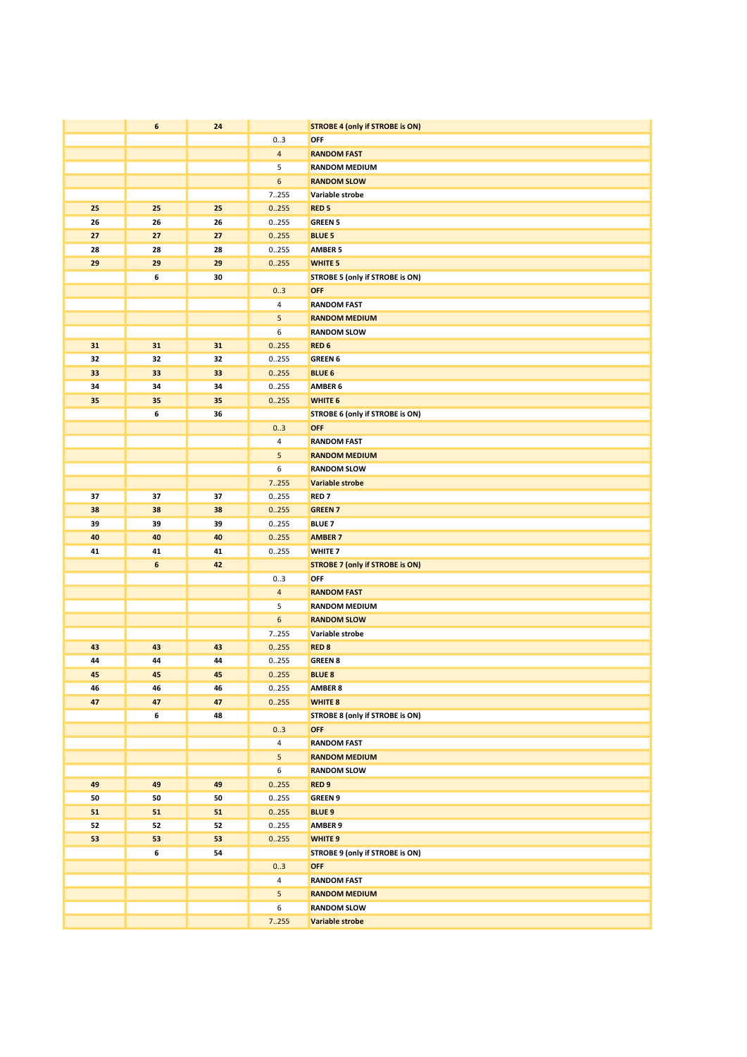| | 6 | 24 | | STROBE 4 (only if STROBE is ON) |
|---|---|---|---|---|
| | | | 0..3 | OFF |
| | | | 4 | RANDOM FAST |
| | | | 5 | RANDOM MEDIUM |
| | | | 6 | RANDOM SLOW |
| | | | 7..255 | Variable strobe |
| 25 | 25 | 25 | 0..255 | RED 5 |
| 26 | 26 | 26 | 0..255 | GREEN 5 |
| 27 | 27 | 27 | 0..255 | BLUE 5 |
| 28 | 28 | 28 | 0..255 | AMBER 5 |
| 29 | 29 | 29 | 0..255 | WHITE 5 |
| | 6 | 30 | | STROBE 5 (only if STROBE is ON) |
| | | | 0..3 | OFF |
| | | | 4 | RANDOM FAST |
| | | | 5 | RANDOM MEDIUM |
| | | | 6 | RANDOM SLOW |
| 31 | 31 | 31 | 0..255 | RED 6 |
| 32 | 32 | 32 | 0..255 | GREEN 6 |
| 33 | 33 | 33 | 0..255 | BLUE 6 |
| 34 | 34 | 34 | 0..255 | AMBER 6 |
| 35 | 35 | 35 | 0..255 | WHITE 6 |
| | 6 | 36 | | STROBE 6 (only if STROBE is ON) |
| | | | 0..3 | OFF |
| | | | 4 | RANDOM FAST |
| | | | 5 | RANDOM MEDIUM |
| | | | 6 | RANDOM SLOW |
| | | | 7..255 | Variable strobe |
| 37 | 37 | 37 | 0..255 | RED 7 |
| 38 | 38 | 38 | 0..255 | GREEN 7 |
| 39 | 39 | 39 | 0..255 | BLUE 7 |
| 40 | 40 | 40 | 0..255 | AMBER 7 |
| 41 | 41 | 41 | 0..255 | WHITE 7 |
| | 6 | 42 | | STROBE 7 (only if STROBE is ON) |
| | | | 0..3 | OFF |
| | | | 4 | RANDOM FAST |
| | | | 5 | RANDOM MEDIUM |
| | | | 6 | RANDOM SLOW |
| | | | 7..255 | Variable strobe |
| 43 | 43 | 43 | 0..255 | RED 8 |
| 44 | 44 | 44 | 0..255 | GREEN 8 |
| 45 | 45 | 45 | 0..255 | BLUE 8 |
| 46 | 46 | 46 | 0..255 | AMBER 8 |
| 47 | 47 | 47 | 0..255 | WHITE 8 |
| | 6 | 48 | | STROBE 8 (only if STROBE is ON) |
| | | | 0..3 | OFF |
| | | | 4 | RANDOM FAST |
| | | | 5 | RANDOM MEDIUM |
| | | | 6 | RANDOM SLOW |
| 49 | 49 | 49 | 0..255 | RED 9 |
| 50 | 50 | 50 | 0..255 | GREEN 9 |
| 51 | 51 | 51 | 0..255 | BLUE 9 |
| 52 | 52 | 52 | 0..255 | AMBER 9 |
| 53 | 53 | 53 | 0..255 | WHITE 9 |
| | 6 | 54 | | STROBE 9 (only if STROBE is ON) |
| | | | 0..3 | OFF |
| | | | 4 | RANDOM FAST |
| | | | 5 | RANDOM MEDIUM |
| | | | 6 | RANDOM SLOW |
| | | | 7..255 | Variable strobe |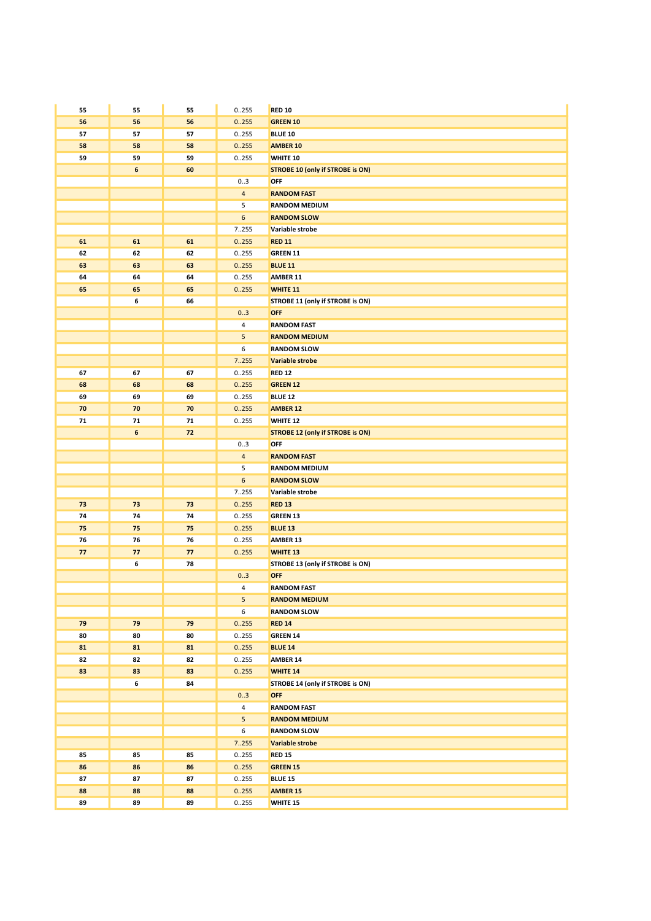| | | | | |
|---|---|---|---|---|
| 55 | 55 | 55 | 0..255 | **RED 10** |
| 56 | 56 | 56 | 0..255 | **GREEN 10** |
| 57 | 57 | 57 | 0..255 | **BLUE 10** |
| 58 | 58 | 58 | 0..255 | **AMBER 10** |
| 59 | 59 | 59 | 0..255 | **WHITE 10** |
| | 6 | 60 | | **STROBE 10 (only if STROBE is ON)** |
| | | | 0..3 | **OFF** |
| | | | 4 | **RANDOM FAST** |
| | | | 5 | **RANDOM MEDIUM** |
| | | | 6 | **RANDOM SLOW** |
| | | | 7..255 | **Variable strobe** |
| 61 | 61 | 61 | 0..255 | **RED 11** |
| 62 | 62 | 62 | 0..255 | **GREEN 11** |
| 63 | 63 | 63 | 0..255 | **BLUE 11** |
| 64 | 64 | 64 | 0..255 | **AMBER 11** |
| 65 | 65 | 65 | 0..255 | **WHITE 11** |
| | 6 | 66 | | **STROBE 11 (only if STROBE is ON)** |
| | | | 0..3 | **OFF** |
| | | | 4 | **RANDOM FAST** |
| | | | 5 | **RANDOM MEDIUM** |
| | | | 6 | **RANDOM SLOW** |
| | | | 7..255 | **Variable strobe** |
| 67 | 67 | 67 | 0..255 | **RED 12** |
| 68 | 68 | 68 | 0..255 | **GREEN 12** |
| 69 | 69 | 69 | 0..255 | **BLUE 12** |
| 70 | 70 | 70 | 0..255 | **AMBER 12** |
| 71 | 71 | 71 | 0..255 | **WHITE 12** |
| | 6 | 72 | | **STROBE 12 (only if STROBE is ON)** |
| | | | 0..3 | **OFF** |
| | | | 4 | **RANDOM FAST** |
| | | | 5 | **RANDOM MEDIUM** |
| | | | 6 | **RANDOM SLOW** |
| | | | 7..255 | **Variable strobe** |
| 73 | 73 | 73 | 0..255 | **RED 13** |
| 74 | 74 | 74 | 0..255 | **GREEN 13** |
| 75 | 75 | 75 | 0..255 | **BLUE 13** |
| 76 | 76 | 76 | 0..255 | **AMBER 13** |
| 77 | 77 | 77 | 0..255 | **WHITE 13** |
| | 6 | 78 | | **STROBE 13 (only if STROBE is ON)** |
| | | | 0..3 | **OFF** |
| | | | 4 | **RANDOM FAST** |
| | | | 5 | **RANDOM MEDIUM** |
| | | | 6 | **RANDOM SLOW** |
| 79 | 79 | 79 | 0..255 | **RED 14** |
| 80 | 80 | 80 | 0..255 | **GREEN 14** |
| 81 | 81 | 81 | 0..255 | **BLUE 14** |
| 82 | 82 | 82 | 0..255 | **AMBER 14** |
| 83 | 83 | 83 | 0..255 | **WHITE 14** |
| | 6 | 84 | | **STROBE 14 (only if STROBE is ON)** |
| | | | 0..3 | **OFF** |
| | | | 4 | **RANDOM FAST** |
| | | | 5 | **RANDOM MEDIUM** |
| | | | 6 | **RANDOM SLOW** |
| | | | 7..255 | **Variable strobe** |
| 85 | 85 | 85 | 0..255 | **RED 15** |
| 86 | 86 | 86 | 0..255 | **GREEN 15** |
| 87 | 87 | 87 | 0..255 | **BLUE 15** |
| 88 | 88 | 88 | 0..255 | **AMBER 15** |
| 89 | 89 | 89 | 0..255 | **WHITE 15** |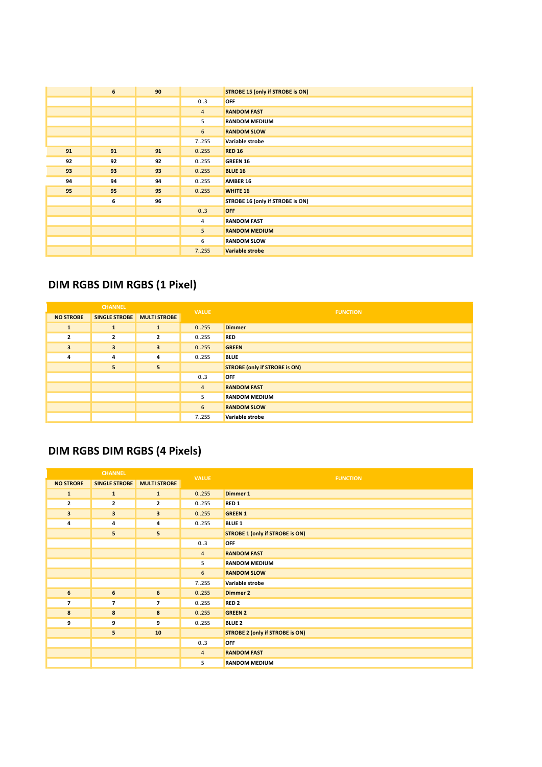| NO STROBE | SINGLE STROBE | MULTI STROBE | VALUE | FUNCTION |
|---|---|---|---|---|
| | 6 | 90 | | STROBE 15 (only if STROBE is ON) |
| | | | 0..3 | OFF |
| | | | 4 | RANDOM FAST |
| | | | 5 | RANDOM MEDIUM |
| | | | 6 | RANDOM SLOW |
| | | | 7..255 | Variable strobe |
| 91 | 91 | 91 | 0..255 | RED 16 |
| 92 | 92 | 92 | 0..255 | GREEN 16 |
| 93 | 93 | 93 | 0..255 | BLUE 16 |
| 94 | 94 | 94 | 0..255 | AMBER 16 |
| 95 | 95 | 95 | 0..255 | WHITE 16 |
| | 6 | 96 | | STROBE 16 (only if STROBE is ON) |
| | | | 0..3 | OFF |
| | | | 4 | RANDOM FAST |
| | | | 5 | RANDOM MEDIUM |
| | | | 6 | RANDOM SLOW |
| | | | 7..255 | Variable strobe |

## DIM RGBS DIM RGBS (1 Pixel)

| CHANNEL | | | VALUE | FUNCTION |
|---|---|---|---|---|
| NO STROBE | SINGLE STROBE | MULTI STROBE | | |
| 1 | 1 | 1 | 0..255 | Dimmer |
| 2 | 2 | 2 | 0..255 | RED |
| 3 | 3 | 3 | 0..255 | GREEN |
| 4 | 4 | 4 | 0..255 | BLUE |
| | 5 | 5 | | STROBE (only if STROBE is ON) |
| | | | 0..3 | OFF |
| | | | 4 | RANDOM FAST |
| | | | 5 | RANDOM MEDIUM |
| | | | 6 | RANDOM SLOW |
| | | | 7..255 | Variable strobe |

## DIM RGBS DIM RGBS (4 Pixels)

| CHANNEL | | | VALUE | FUNCTION |
|---|---|---|---|---|
| NO STROBE | SINGLE STROBE | MULTI STROBE | | |
| 1 | 1 | 1 | 0..255 | Dimmer 1 |
| 2 | 2 | 2 | 0..255 | RED 1 |
| 3 | 3 | 3 | 0..255 | GREEN 1 |
| 4 | 4 | 4 | 0..255 | BLUE 1 |
| | 5 | 5 | | STROBE 1 (only if STROBE is ON) |
| | | | 0..3 | OFF |
| | | | 4 | RANDOM FAST |
| | | | 5 | RANDOM MEDIUM |
| | | | 6 | RANDOM SLOW |
| | | | 7..255 | Variable strobe |
| 6 | 6 | 6 | 0..255 | Dimmer 2 |
| 7 | 7 | 7 | 0..255 | RED 2 |
| 8 | 8 | 8 | 0..255 | GREEN 2 |
| 9 | 9 | 9 | 0..255 | BLUE 2 |
| | 5 | 10 | | STROBE 2 (only if STROBE is ON) |
| | | | 0..3 | OFF |
| | | | 4 | RANDOM FAST |
| | | | 5 | RANDOM MEDIUM |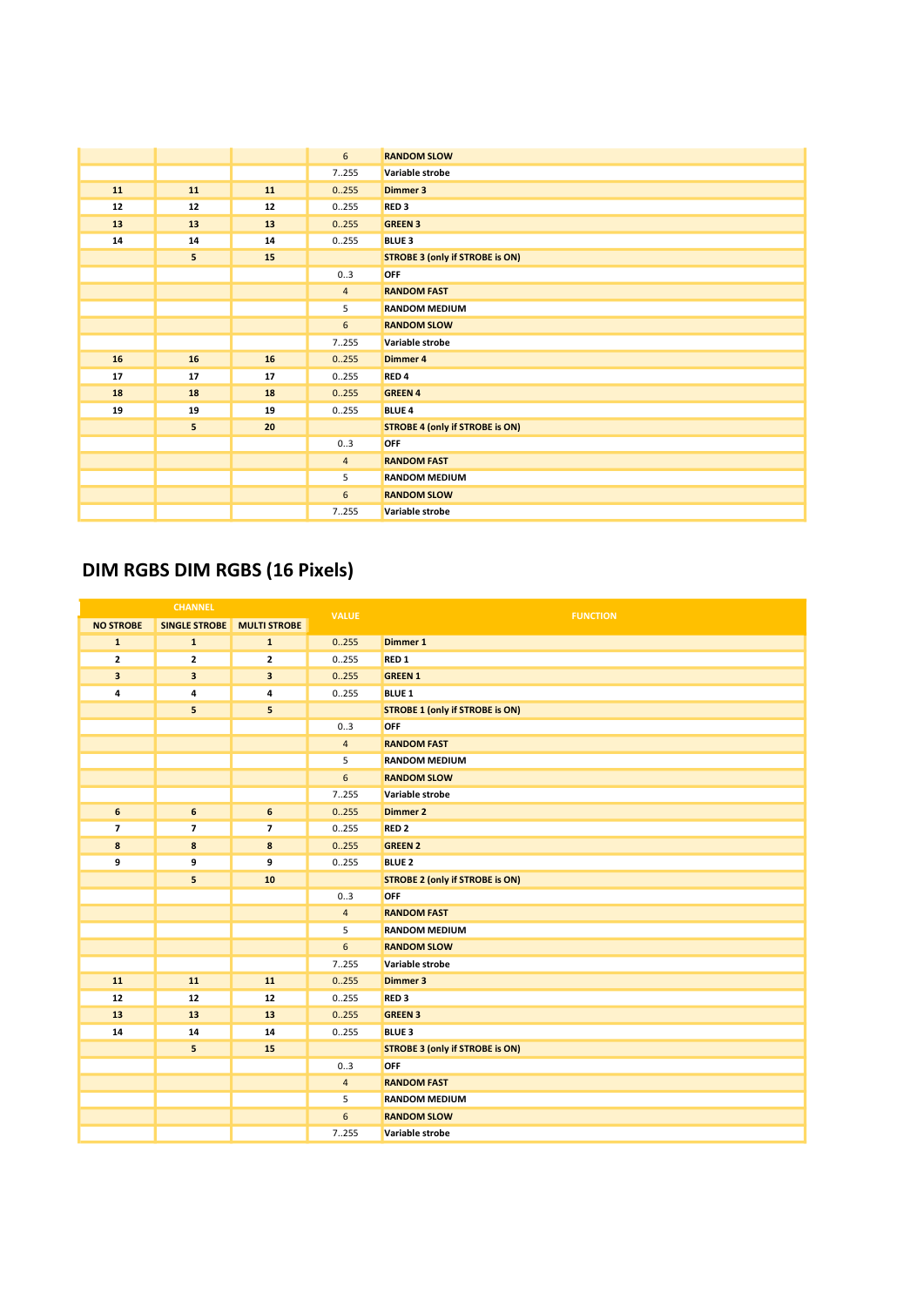| | | | 6 | RANDOM SLOW |
|---|---|---|---|---|
| | | | 7..255 | Variable strobe |
| 11 | 11 | 11 | 0..255 | Dimmer 3 |
| 12 | 12 | 12 | 0..255 | RED 3 |
| 13 | 13 | 13 | 0..255 | GREEN 3 |
| 14 | 14 | 14 | 0..255 | BLUE 3 |
| | 5 | 15 | | STROBE 3 (only if STROBE is ON) |
| | | | 0..3 | OFF |
| | | | 4 | RANDOM FAST |
| | | | 5 | RANDOM MEDIUM |
| | | | 6 | RANDOM SLOW |
| | | | 7..255 | Variable strobe |
| 16 | 16 | 16 | 0..255 | Dimmer 4 |
| 17 | 17 | 17 | 0..255 | RED 4 |
| 18 | 18 | 18 | 0..255 | GREEN 4 |
| 19 | 19 | 19 | 0..255 | BLUE 4 |
| | 5 | 20 | | STROBE 4 (only if STROBE is ON) |
| | | | 0..3 | OFF |
| | | | 4 | RANDOM FAST |
| | | | 5 | RANDOM MEDIUM |
| | | | 6 | RANDOM SLOW |
| | | | 7..255 | Variable strobe |

## DIM RGBS DIM RGBS (16 Pixels)

| CHANNEL | | | VALUE | FUNCTION |
|---|---|---|---|---|
| NO STROBE | SINGLE STROBE | MULTI STROBE | | |
| 1 | 1 | 1 | 0..255 | Dimmer 1 |
| 2 | 2 | 2 | 0..255 | RED 1 |
| 3 | 3 | 3 | 0..255 | GREEN 1 |
| 4 | 4 | 4 | 0..255 | BLUE 1 |
| | 5 | 5 | | STROBE 1 (only if STROBE is ON) |
| | | | 0..3 | OFF |
| | | | 4 | RANDOM FAST |
| | | | 5 | RANDOM MEDIUM |
| | | | 6 | RANDOM SLOW |
| | | | 7..255 | Variable strobe |
| 6 | 6 | 6 | 0..255 | Dimmer 2 |
| 7 | 7 | 7 | 0..255 | RED 2 |
| 8 | 8 | 8 | 0..255 | GREEN 2 |
| 9 | 9 | 9 | 0..255 | BLUE 2 |
| | 5 | 10 | | STROBE 2 (only if STROBE is ON) |
| | | | 0..3 | OFF |
| | | | 4 | RANDOM FAST |
| | | | 5 | RANDOM MEDIUM |
| | | | 6 | RANDOM SLOW |
| | | | 7..255 | Variable strobe |
| 11 | 11 | 11 | 0..255 | Dimmer 3 |
| 12 | 12 | 12 | 0..255 | RED 3 |
| 13 | 13 | 13 | 0..255 | GREEN 3 |
| 14 | 14 | 14 | 0..255 | BLUE 3 |
| | 5 | 15 | | STROBE 3 (only if STROBE is ON) |
| | | | 0..3 | OFF |
| | | | 4 | RANDOM FAST |
| | | | 5 | RANDOM MEDIUM |
| | | | 6 | RANDOM SLOW |
| | | | 7..255 | Variable strobe |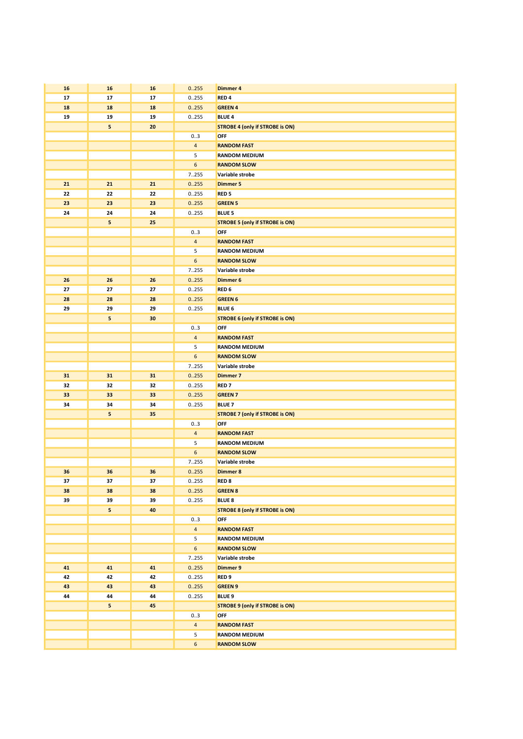| | | | | |
|---|---|---|---|---|
| **16** | **16** | **16** | 0..255 | **Dimmer 4** |
| **17** | **17** | **17** | 0..255 | **RED 4** |
| **18** | **18** | **18** | 0..255 | **GREEN 4** |
| **19** | **19** | **19** | 0..255 | **BLUE 4** |
| | **5** | **20** | | **STROBE 4 (only if STROBE is ON)** |
| | | | 0..3 | **OFF** |
| | | | 4 | **RANDOM FAST** |
| | | | 5 | **RANDOM MEDIUM** |
| | | | 6 | **RANDOM SLOW** |
| | | | 7..255 | **Variable strobe** |
| **21** | **21** | **21** | 0..255 | **Dimmer 5** |
| **22** | **22** | **22** | 0..255 | **RED 5** |
| **23** | **23** | **23** | 0..255 | **GREEN 5** |
| **24** | **24** | **24** | 0..255 | **BLUE 5** |
| | **5** | **25** | | **STROBE 5 (only if STROBE is ON)** |
| | | | 0..3 | **OFF** |
| | | | 4 | **RANDOM FAST** |
| | | | 5 | **RANDOM MEDIUM** |
| | | | 6 | **RANDOM SLOW** |
| | | | 7..255 | **Variable strobe** |
| **26** | **26** | **26** | 0..255 | **Dimmer 6** |
| **27** | **27** | **27** | 0..255 | **RED 6** |
| **28** | **28** | **28** | 0..255 | **GREEN 6** |
| **29** | **29** | **29** | 0..255 | **BLUE 6** |
| | **5** | **30** | | **STROBE 6 (only if STROBE is ON)** |
| | | | 0..3 | **OFF** |
| | | | 4 | **RANDOM FAST** |
| | | | 5 | **RANDOM MEDIUM** |
| | | | 6 | **RANDOM SLOW** |
| | | | 7..255 | **Variable strobe** |
| **31** | **31** | **31** | 0..255 | **Dimmer 7** |
| **32** | **32** | **32** | 0..255 | **RED 7** |
| **33** | **33** | **33** | 0..255 | **GREEN 7** |
| **34** | **34** | **34** | 0..255 | **BLUE 7** |
| | **5** | **35** | | **STROBE 7 (only if STROBE is ON)** |
| | | | 0..3 | **OFF** |
| | | | 4 | **RANDOM FAST** |
| | | | 5 | **RANDOM MEDIUM** |
| | | | 6 | **RANDOM SLOW** |
| | | | 7..255 | **Variable strobe** |
| **36** | **36** | **36** | 0..255 | **Dimmer 8** |
| **37** | **37** | **37** | 0..255 | **RED 8** |
| **38** | **38** | **38** | 0..255 | **GREEN 8** |
| **39** | **39** | **39** | 0..255 | **BLUE 8** |
| | **5** | **40** | | **STROBE 8 (only if STROBE is ON)** |
| | | | 0..3 | **OFF** |
| | | | 4 | **RANDOM FAST** |
| | | | 5 | **RANDOM MEDIUM** |
| | | | 6 | **RANDOM SLOW** |
| | | | 7..255 | **Variable strobe** |
| **41** | **41** | **41** | 0..255 | **Dimmer 9** |
| **42** | **42** | **42** | 0..255 | **RED 9** |
| **43** | **43** | **43** | 0..255 | **GREEN 9** |
| **44** | **44** | **44** | 0..255 | **BLUE 9** |
| | **5** | **45** | | **STROBE 9 (only if STROBE is ON)** |
| | | | 0..3 | **OFF** |
| | | | 4 | **RANDOM FAST** |
| | | | 5 | **RANDOM MEDIUM** |
| | | | 6 | **RANDOM SLOW** |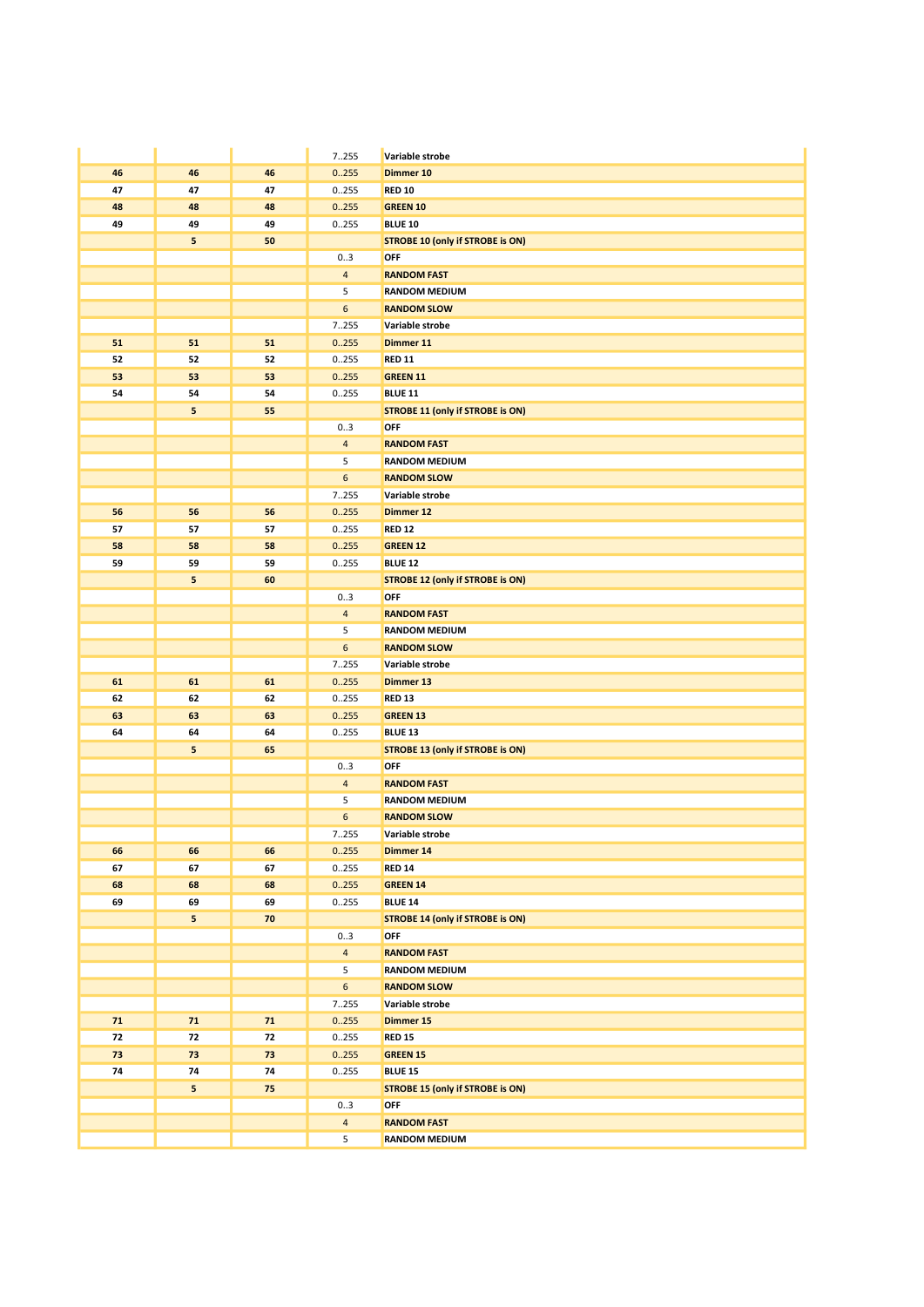| | | | | |
|---|---|---|---|---|
| | | | 7..255 | **Variable strobe** |
| **46** | **46** | **46** | 0..255 | **Dimmer 10** |
| **47** | **47** | **47** | 0..255 | **RED 10** |
| **48** | **48** | **48** | 0..255 | **GREEN 10** |
| **49** | **49** | **49** | 0..255 | **BLUE 10** |
| | **5** | **50** | | **STROBE 10 (only if STROBE is ON)** |
| | | | 0..3 | **OFF** |
| | | | 4 | **RANDOM FAST** |
| | | | 5 | **RANDOM MEDIUM** |
| | | | 6 | **RANDOM SLOW** |
| | | | 7..255 | **Variable strobe** |
| **51** | **51** | **51** | 0..255 | **Dimmer 11** |
| **52** | **52** | **52** | 0..255 | **RED 11** |
| **53** | **53** | **53** | 0..255 | **GREEN 11** |
| **54** | **54** | **54** | 0..255 | **BLUE 11** |
| | **5** | **55** | | **STROBE 11 (only if STROBE is ON)** |
| | | | 0..3 | **OFF** |
| | | | 4 | **RANDOM FAST** |
| | | | 5 | **RANDOM MEDIUM** |
| | | | 6 | **RANDOM SLOW** |
| | | | 7..255 | **Variable strobe** |
| **56** | **56** | **56** | 0..255 | **Dimmer 12** |
| **57** | **57** | **57** | 0..255 | **RED 12** |
| **58** | **58** | **58** | 0..255 | **GREEN 12** |
| **59** | **59** | **59** | 0..255 | **BLUE 12** |
| | **5** | **60** | | **STROBE 12 (only if STROBE is ON)** |
| | | | 0..3 | **OFF** |
| | | | 4 | **RANDOM FAST** |
| | | | 5 | **RANDOM MEDIUM** |
| | | | 6 | **RANDOM SLOW** |
| | | | 7..255 | **Variable strobe** |
| **61** | **61** | **61** | 0..255 | **Dimmer 13** |
| **62** | **62** | **62** | 0..255 | **RED 13** |
| **63** | **63** | **63** | 0..255 | **GREEN 13** |
| **64** | **64** | **64** | 0..255 | **BLUE 13** |
| | **5** | **65** | | **STROBE 13 (only if STROBE is ON)** |
| | | | 0..3 | **OFF** |
| | | | 4 | **RANDOM FAST** |
| | | | 5 | **RANDOM MEDIUM** |
| | | | 6 | **RANDOM SLOW** |
| | | | 7..255 | **Variable strobe** |
| **66** | **66** | **66** | 0..255 | **Dimmer 14** |
| **67** | **67** | **67** | 0..255 | **RED 14** |
| **68** | **68** | **68** | 0..255 | **GREEN 14** |
| **69** | **69** | **69** | 0..255 | **BLUE 14** |
| | **5** | **70** | | **STROBE 14 (only if STROBE is ON)** |
| | | | 0..3 | **OFF** |
| | | | 4 | **RANDOM FAST** |
| | | | 5 | **RANDOM MEDIUM** |
| | | | 6 | **RANDOM SLOW** |
| | | | 7..255 | **Variable strobe** |
| **71** | **71** | **71** | 0..255 | **Dimmer 15** |
| **72** | **72** | **72** | 0..255 | **RED 15** |
| **73** | **73** | **73** | 0..255 | **GREEN 15** |
| **74** | **74** | **74** | 0..255 | **BLUE 15** |
| | **5** | **75** | | **STROBE 15 (only if STROBE is ON)** |
| | | | 0..3 | **OFF** |
| | | | 4 | **RANDOM FAST** |
| | | | 5 | **RANDOM MEDIUM** |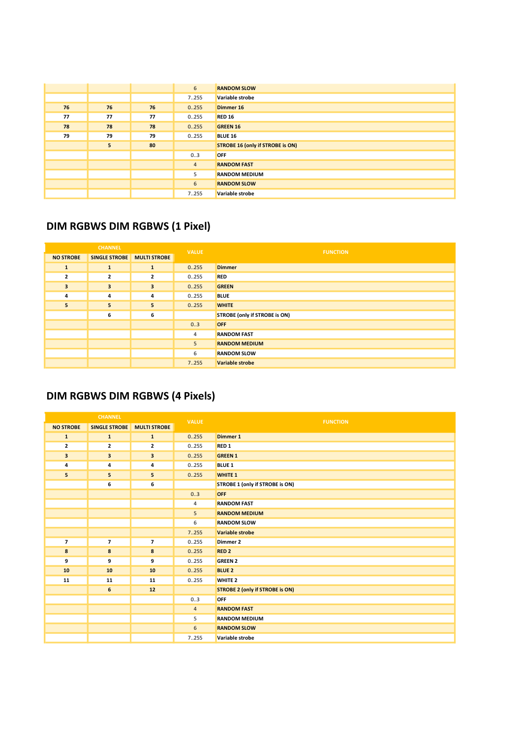| NO STROBE | SINGLE STROBE | MULTI STROBE | VALUE | FUNCTION |
|---|---|---|---|---|
| | | | 6 | RANDOM SLOW |
| | | | 7..255 | Variable strobe |
| 76 | 76 | 76 | 0..255 | Dimmer 16 |
| 77 | 77 | 77 | 0..255 | RED 16 |
| 78 | 78 | 78 | 0..255 | GREEN 16 |
| 79 | 79 | 79 | 0..255 | BLUE 16 |
| | 5 | 80 | | STROBE 16 (only if STROBE is ON) |
| | | | 0..3 | OFF |
| | | | 4 | RANDOM FAST |
| | | | 5 | RANDOM MEDIUM |
| | | | 6 | RANDOM SLOW |
| | | | 7..255 | Variable strobe |

## DIM RGBWS DIM RGBWS (1 Pixel)

| CHANNEL | | | VALUE | FUNCTION |
|---|---|---|---|---|
| NO STROBE | SINGLE STROBE | MULTI STROBE | | |
| 1 | 1 | 1 | 0..255 | Dimmer |
| 2 | 2 | 2 | 0..255 | RED |
| 3 | 3 | 3 | 0..255 | GREEN |
| 4 | 4 | 4 | 0..255 | BLUE |
| 5 | 5 | 5 | 0..255 | WHITE |
| | 6 | 6 | | STROBE (only if STROBE is ON) |
| | | | 0..3 | OFF |
| | | | 4 | RANDOM FAST |
| | | | 5 | RANDOM MEDIUM |
| | | | 6 | RANDOM SLOW |
| | | | 7..255 | Variable strobe |

## DIM RGBWS DIM RGBWS (4 Pixels)

| CHANNEL | | | VALUE | FUNCTION |
|---|---|---|---|---|
| NO STROBE | SINGLE STROBE | MULTI STROBE | | |
| 1 | 1 | 1 | 0..255 | Dimmer 1 |
| 2 | 2 | 2 | 0..255 | RED 1 |
| 3 | 3 | 3 | 0..255 | GREEN 1 |
| 4 | 4 | 4 | 0..255 | BLUE 1 |
| 5 | 5 | 5 | 0..255 | WHITE 1 |
| | 6 | 6 | | STROBE 1 (only if STROBE is ON) |
| | | | 0..3 | OFF |
| | | | 4 | RANDOM FAST |
| | | | 5 | RANDOM MEDIUM |
| | | | 6 | RANDOM SLOW |
| | | | 7..255 | Variable strobe |
| 7 | 7 | 7 | 0..255 | Dimmer 2 |
| 8 | 8 | 8 | 0..255 | RED 2 |
| 9 | 9 | 9 | 0..255 | GREEN 2 |
| 10 | 10 | 10 | 0..255 | BLUE 2 |
| 11 | 11 | 11 | 0..255 | WHITE 2 |
| | 6 | 12 | | STROBE 2 (only if STROBE is ON) |
| | | | 0..3 | OFF |
| | | | 4 | RANDOM FAST |
| | | | 5 | RANDOM MEDIUM |
| | | | 6 | RANDOM SLOW |
| | | | 7..255 | Variable strobe |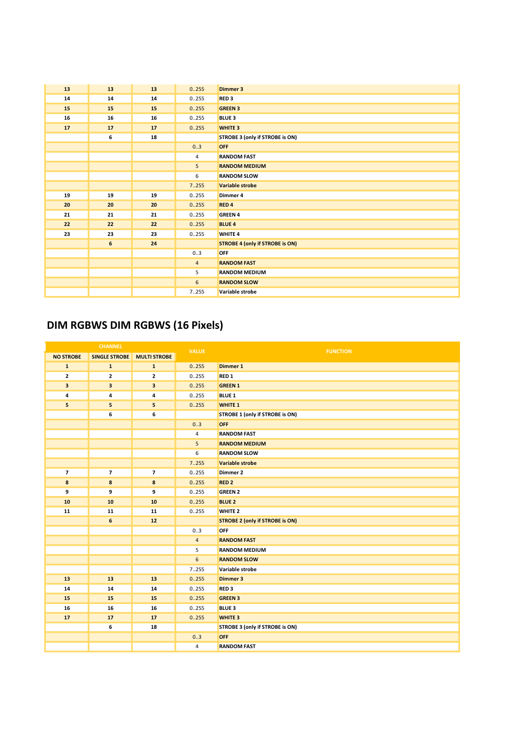| | | | | |
|---|---|---|---|---|
| **13** | **13** | **13** | 0..255 | **Dimmer 3** |
| **14** | **14** | **14** | 0..255 | **RED 3** |
| **15** | **15** | **15** | 0..255 | **GREEN 3** |
| **16** | **16** | **16** | 0..255 | **BLUE 3** |
| **17** | **17** | **17** | 0..255 | **WHITE 3** |
| | **6** | **18** | | **STROBE 3 (only if STROBE is ON)** |
| | | | 0..3 | **OFF** |
| | | | 4 | **RANDOM FAST** |
| | | | 5 | **RANDOM MEDIUM** |
| | | | 6 | **RANDOM SLOW** |
| | | | 7..255 | **Variable strobe** |
| **19** | **19** | **19** | 0..255 | **Dimmer 4** |
| **20** | **20** | **20** | 0..255 | **RED 4** |
| **21** | **21** | **21** | 0..255 | **GREEN 4** |
| **22** | **22** | **22** | 0..255 | **BLUE 4** |
| **23** | **23** | **23** | 0..255 | **WHITE 4** |
| | **6** | **24** | | **STROBE 4 (only if STROBE is ON)** |
| | | | 0..3 | **OFF** |
| | | | 4 | **RANDOM FAST** |
| | | | 5 | **RANDOM MEDIUM** |
| | | | 6 | **RANDOM SLOW** |
| | | | 7..255 | **Variable strobe** |

## DIM RGBWS DIM RGBWS (16 Pixels)

| CHANNEL | | | VALUE | FUNCTION |
|---|---|---|---|---|
| **NO STROBE** | **SINGLE STROBE** | **MULTI STROBE** | | |
| **1** | **1** | **1** | 0..255 | **Dimmer 1** |
| **2** | **2** | **2** | 0..255 | **RED 1** |
| **3** | **3** | **3** | 0..255 | **GREEN 1** |
| **4** | **4** | **4** | 0..255 | **BLUE 1** |
| **5** | **5** | **5** | 0..255 | **WHITE 1** |
| | **6** | **6** | | **STROBE 1 (only if STROBE is ON)** |
| | | | 0..3 | **OFF** |
| | | | 4 | **RANDOM FAST** |
| | | | 5 | **RANDOM MEDIUM** |
| | | | 6 | **RANDOM SLOW** |
| | | | 7..255 | **Variable strobe** |
| **7** | **7** | **7** | 0..255 | **Dimmer 2** |
| **8** | **8** | **8** | 0..255 | **RED 2** |
| **9** | **9** | **9** | 0..255 | **GREEN 2** |
| **10** | **10** | **10** | 0..255 | **BLUE 2** |
| **11** | **11** | **11** | 0..255 | **WHITE 2** |
| | **6** | **12** | | **STROBE 2 (only if STROBE is ON)** |
| | | | 0..3 | **OFF** |
| | | | 4 | **RANDOM FAST** |
| | | | 5 | **RANDOM MEDIUM** |
| | | | 6 | **RANDOM SLOW** |
| | | | 7..255 | **Variable strobe** |
| **13** | **13** | **13** | 0..255 | **Dimmer 3** |
| **14** | **14** | **14** | 0..255 | **RED 3** |
| **15** | **15** | **15** | 0..255 | **GREEN 3** |
| **16** | **16** | **16** | 0..255 | **BLUE 3** |
| **17** | **17** | **17** | 0..255 | **WHITE 3** |
| | **6** | **18** | | **STROBE 3 (only if STROBE is ON)** |
| | | | 0..3 | **OFF** |
| | | | 4 | **RANDOM FAST** |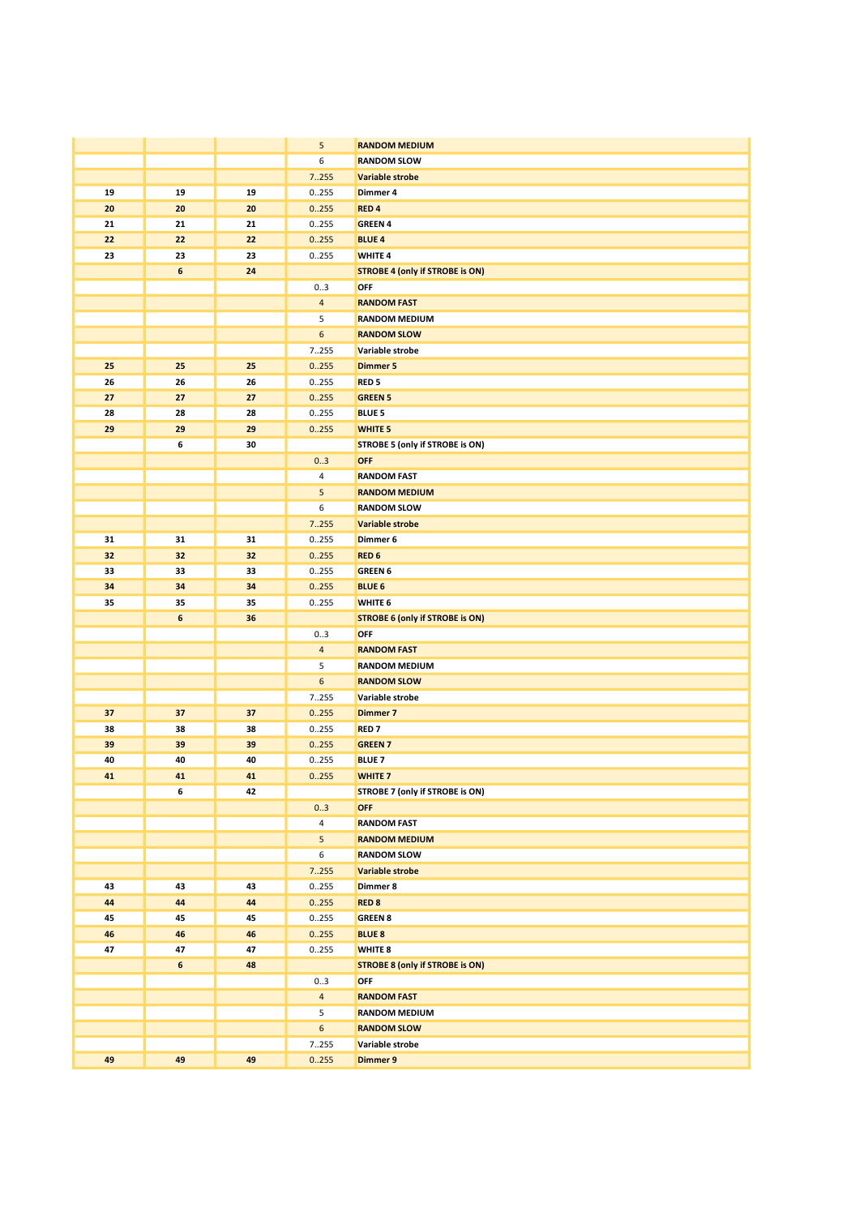| | | | | |
|---|---|---|---|---|
| | | | 5 | **RANDOM MEDIUM** |
| | | | 6 | **RANDOM SLOW** |
| | | | 7..255 | **Variable strobe** |
| **19** | **19** | **19** | 0..255 | **Dimmer 4** |
| **20** | **20** | **20** | 0..255 | **RED 4** |
| **21** | **21** | **21** | 0..255 | **GREEN 4** |
| **22** | **22** | **22** | 0..255 | **BLUE 4** |
| **23** | **23** | **23** | 0..255 | **WHITE 4** |
| | **6** | **24** | | **STROBE 4 (only if STROBE is ON)** |
| | | | 0..3 | **OFF** |
| | | | 4 | **RANDOM FAST** |
| | | | 5 | **RANDOM MEDIUM** |
| | | | 6 | **RANDOM SLOW** |
| | | | 7..255 | **Variable strobe** |
| **25** | **25** | **25** | 0..255 | **Dimmer 5** |
| **26** | **26** | **26** | 0..255 | **RED 5** |
| **27** | **27** | **27** | 0..255 | **GREEN 5** |
| **28** | **28** | **28** | 0..255 | **BLUE 5** |
| **29** | **29** | **29** | 0..255 | **WHITE 5** |
| | **6** | **30** | | **STROBE 5 (only if STROBE is ON)** |
| | | | 0..3 | **OFF** |
| | | | 4 | **RANDOM FAST** |
| | | | 5 | **RANDOM MEDIUM** |
| | | | 6 | **RANDOM SLOW** |
| | | | 7..255 | **Variable strobe** |
| **31** | **31** | **31** | 0..255 | **Dimmer 6** |
| **32** | **32** | **32** | 0..255 | **RED 6** |
| **33** | **33** | **33** | 0..255 | **GREEN 6** |
| **34** | **34** | **34** | 0..255 | **BLUE 6** |
| **35** | **35** | **35** | 0..255 | **WHITE 6** |
| | **6** | **36** | | **STROBE 6 (only if STROBE is ON)** |
| | | | 0..3 | **OFF** |
| | | | 4 | **RANDOM FAST** |
| | | | 5 | **RANDOM MEDIUM** |
| | | | 6 | **RANDOM SLOW** |
| | | | 7..255 | **Variable strobe** |
| **37** | **37** | **37** | 0..255 | **Dimmer 7** |
| **38** | **38** | **38** | 0..255 | **RED 7** |
| **39** | **39** | **39** | 0..255 | **GREEN 7** |
| **40** | **40** | **40** | 0..255 | **BLUE 7** |
| **41** | **41** | **41** | 0..255 | **WHITE 7** |
| | **6** | **42** | | **STROBE 7 (only if STROBE is ON)** |
| | | | 0..3 | **OFF** |
| | | | 4 | **RANDOM FAST** |
| | | | 5 | **RANDOM MEDIUM** |
| | | | 6 | **RANDOM SLOW** |
| | | | 7..255 | **Variable strobe** |
| **43** | **43** | **43** | 0..255 | **Dimmer 8** |
| **44** | **44** | **44** | 0..255 | **RED 8** |
| **45** | **45** | **45** | 0..255 | **GREEN 8** |
| **46** | **46** | **46** | 0..255 | **BLUE 8** |
| **47** | **47** | **47** | 0..255 | **WHITE 8** |
| | **6** | **48** | | **STROBE 8 (only if STROBE is ON)** |
| | | | 0..3 | **OFF** |
| | | | 4 | **RANDOM FAST** |
| | | | 5 | **RANDOM MEDIUM** |
| | | | 6 | **RANDOM SLOW** |
| | | | 7..255 | **Variable strobe** |
| **49** | **49** | **49** | 0..255 | **Dimmer 9** |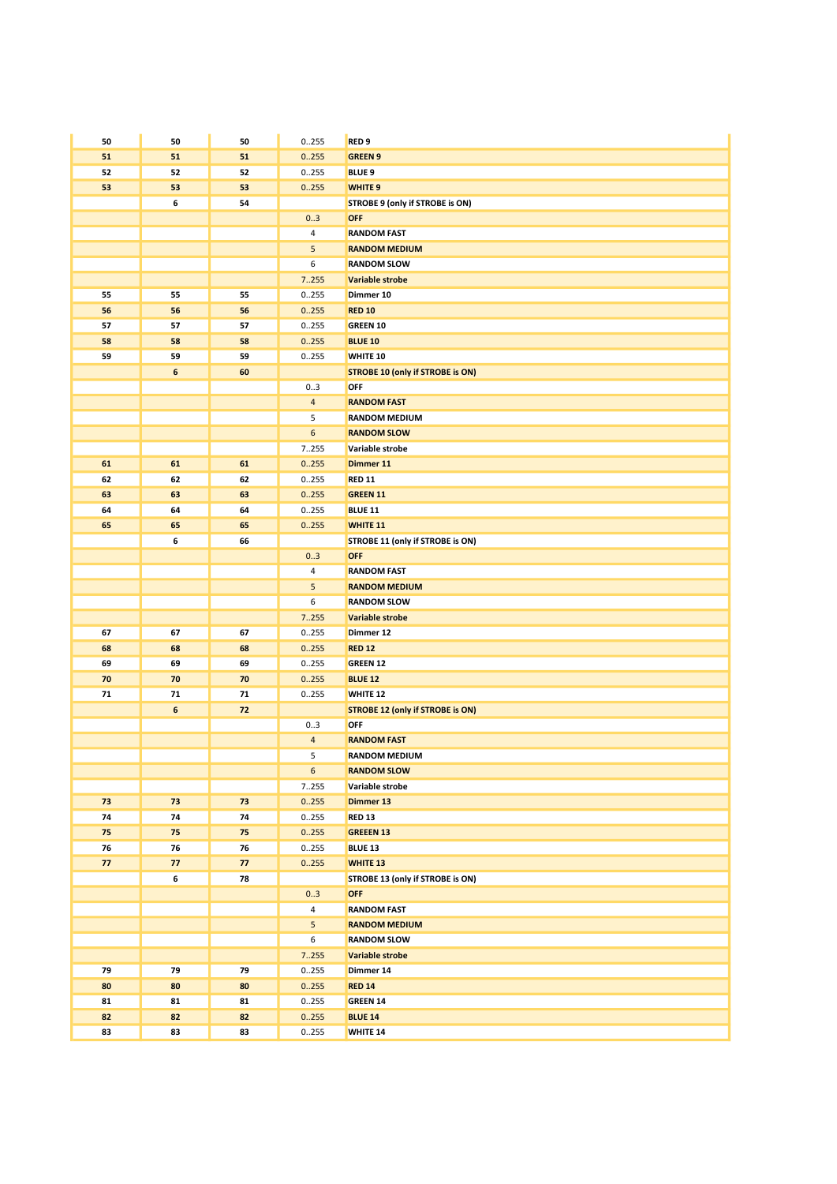| | | | | |
|---|---|---|---|---|
| **50** | **50** | **50** | 0..255 | **RED 9** |
| **51** | **51** | **51** | 0..255 | **GREEN 9** |
| **52** | **52** | **52** | 0..255 | **BLUE 9** |
| **53** | **53** | **53** | 0..255 | **WHITE 9** |
| | **6** | **54** | | **STROBE 9 (only if STROBE is ON)** |
| | | | 0..3 | **OFF** |
| | | | 4 | **RANDOM FAST** |
| | | | 5 | **RANDOM MEDIUM** |
| | | | 6 | **RANDOM SLOW** |
| | | | 7..255 | **Variable strobe** |
| **55** | **55** | **55** | 0..255 | **Dimmer 10** |
| **56** | **56** | **56** | 0..255 | **RED 10** |
| **57** | **57** | **57** | 0..255 | **GREEN 10** |
| **58** | **58** | **58** | 0..255 | **BLUE 10** |
| **59** | **59** | **59** | 0..255 | **WHITE 10** |
| | **6** | **60** | | **STROBE 10 (only if STROBE is ON)** |
| | | | 0..3 | **OFF** |
| | | | 4 | **RANDOM FAST** |
| | | | 5 | **RANDOM MEDIUM** |
| | | | 6 | **RANDOM SLOW** |
| | | | 7..255 | **Variable strobe** |
| **61** | **61** | **61** | 0..255 | **Dimmer 11** |
| **62** | **62** | **62** | 0..255 | **RED 11** |
| **63** | **63** | **63** | 0..255 | **GREEN 11** |
| **64** | **64** | **64** | 0..255 | **BLUE 11** |
| **65** | **65** | **65** | 0..255 | **WHITE 11** |
| | **6** | **66** | | **STROBE 11 (only if STROBE is ON)** |
| | | | 0..3 | **OFF** |
| | | | 4 | **RANDOM FAST** |
| | | | 5 | **RANDOM MEDIUM** |
| | | | 6 | **RANDOM SLOW** |
| | | | 7..255 | **Variable strobe** |
| **67** | **67** | **67** | 0..255 | **Dimmer 12** |
| **68** | **68** | **68** | 0..255 | **RED 12** |
| **69** | **69** | **69** | 0..255 | **GREEN 12** |
| **70** | **70** | **70** | 0..255 | **BLUE 12** |
| **71** | **71** | **71** | 0..255 | **WHITE 12** |
| | **6** | **72** | | **STROBE 12 (only if STROBE is ON)** |
| | | | 0..3 | **OFF** |
| | | | 4 | **RANDOM FAST** |
| | | | 5 | **RANDOM MEDIUM** |
| | | | 6 | **RANDOM SLOW** |
| | | | 7..255 | **Variable strobe** |
| **73** | **73** | **73** | 0..255 | **Dimmer 13** |
| **74** | **74** | **74** | 0..255 | **RED 13** |
| **75** | **75** | **75** | 0..255 | **GREEEN 13** |
| **76** | **76** | **76** | 0..255 | **BLUE 13** |
| **77** | **77** | **77** | 0..255 | **WHITE 13** |
| | **6** | **78** | | **STROBE 13 (only if STROBE is ON)** |
| | | | 0..3 | **OFF** |
| | | | 4 | **RANDOM FAST** |
| | | | 5 | **RANDOM MEDIUM** |
| | | | 6 | **RANDOM SLOW** |
| | | | 7..255 | **Variable strobe** |
| **79** | **79** | **79** | 0..255 | **Dimmer 14** |
| **80** | **80** | **80** | 0..255 | **RED 14** |
| **81** | **81** | **81** | 0..255 | **GREEN 14** |
| **82** | **82** | **82** | 0..255 | **BLUE 14** |
| **83** | **83** | **83** | 0..255 | **WHITE 14** |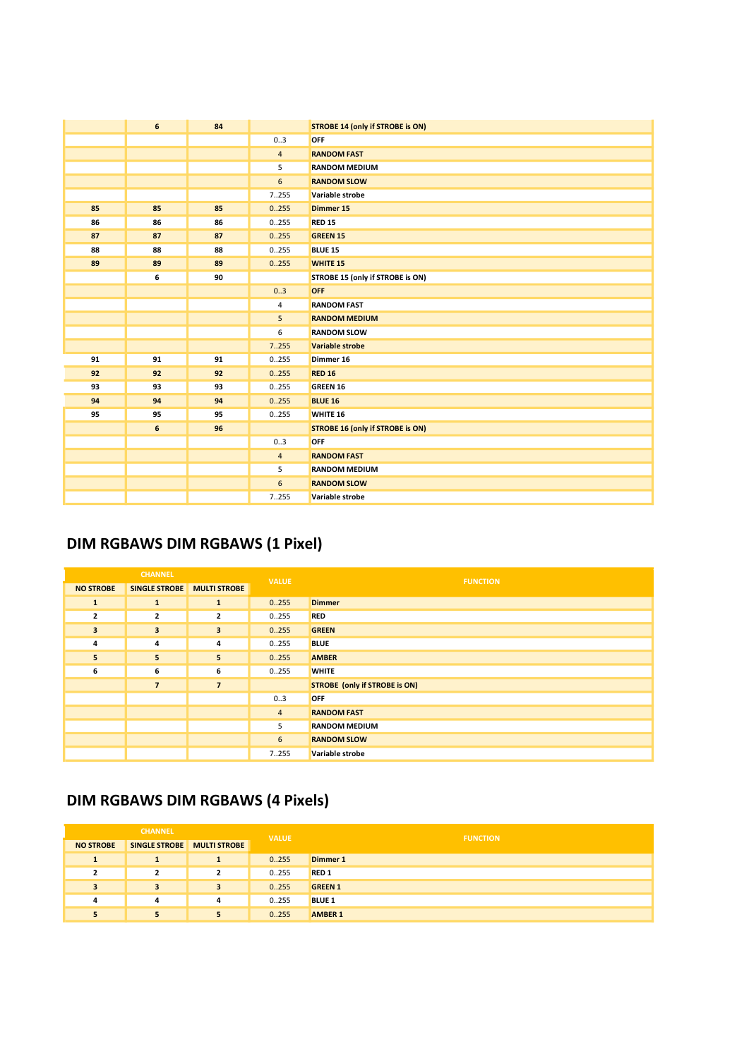| | | | | |
|---|---|---|---|---|
| | 6 | 84 | | STROBE 14 (only if STROBE is ON) |
| | | | 0..3 | OFF |
| | | | 4 | RANDOM FAST |
| | | | 5 | RANDOM MEDIUM |
| | | | 6 | RANDOM SLOW |
| | | | 7..255 | Variable strobe |
| 85 | 85 | 85 | 0..255 | Dimmer 15 |
| 86 | 86 | 86 | 0..255 | RED 15 |
| 87 | 87 | 87 | 0..255 | GREEN 15 |
| 88 | 88 | 88 | 0..255 | BLUE 15 |
| 89 | 89 | 89 | 0..255 | WHITE 15 |
| | 6 | 90 | | STROBE 15 (only if STROBE is ON) |
| | | | 0..3 | OFF |
| | | | 4 | RANDOM FAST |
| | | | 5 | RANDOM MEDIUM |
| | | | 6 | RANDOM SLOW |
| | | | 7..255 | Variable strobe |
| 91 | 91 | 91 | 0..255 | Dimmer 16 |
| 92 | 92 | 92 | 0..255 | RED 16 |
| 93 | 93 | 93 | 0..255 | GREEN 16 |
| 94 | 94 | 94 | 0..255 | BLUE 16 |
| 95 | 95 | 95 | 0..255 | WHITE 16 |
| | 6 | 96 | | STROBE 16 (only if STROBE is ON) |
| | | | 0..3 | OFF |
| | | | 4 | RANDOM FAST |
| | | | 5 | RANDOM MEDIUM |
| | | | 6 | RANDOM SLOW |
| | | | 7..255 | Variable strobe |

## DIM RGBAWS DIM RGBAWS (1 Pixel)

| CHANNEL | | | VALUE | FUNCTION |
|---|---|---|---|---|
| NO STROBE | SINGLE STROBE | MULTI STROBE | | |
| 1 | 1 | 1 | 0..255 | Dimmer |
| 2 | 2 | 2 | 0..255 | RED |
| 3 | 3 | 3 | 0..255 | GREEN |
| 4 | 4 | 4 | 0..255 | BLUE |
| 5 | 5 | 5 | 0..255 | AMBER |
| 6 | 6 | 6 | 0..255 | WHITE |
| | 7 | 7 | | STROBE (only if STROBE is ON) |
| | | | 0..3 | OFF |
| | | | 4 | RANDOM FAST |
| | | | 5 | RANDOM MEDIUM |
| | | | 6 | RANDOM SLOW |
| | | | 7..255 | Variable strobe |

## DIM RGBAWS DIM RGBAWS (4 Pixels)

| CHANNEL | | | VALUE | FUNCTION |
|---|---|---|---|---|
| NO STROBE | SINGLE STROBE | MULTI STROBE | | |
| 1 | 1 | 1 | 0..255 | Dimmer 1 |
| 2 | 2 | 2 | 0..255 | RED 1 |
| 3 | 3 | 3 | 0..255 | GREEN 1 |
| 4 | 4 | 4 | 0..255 | BLUE 1 |
| 5 | 5 | 5 | 0..255 | AMBER 1 |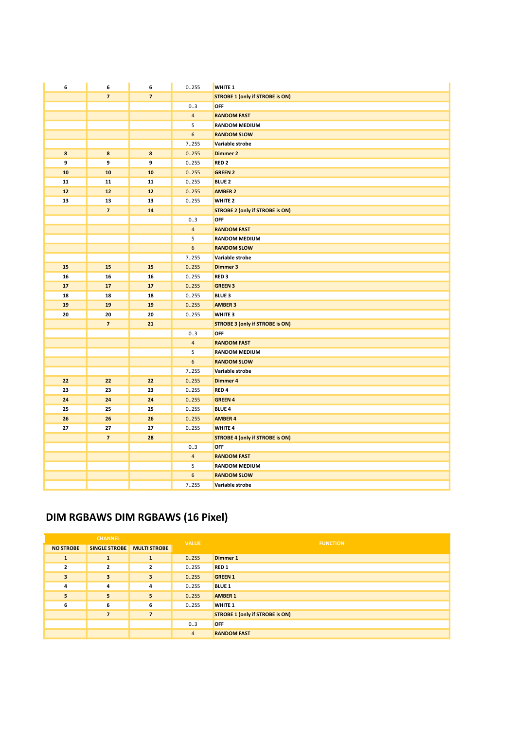| | | | | |
|---|---|---|---|---|
| 6 | 6 | 6 | 0..255 | WHITE 1 |
| | 7 | 7 | | STROBE 1 (only if STROBE is ON) |
| | | | 0..3 | OFF |
| | | | 4 | RANDOM FAST |
| | | | 5 | RANDOM MEDIUM |
| | | | 6 | RANDOM SLOW |
| | | | 7..255 | Variable strobe |
| 8 | 8 | 8 | 0..255 | Dimmer 2 |
| 9 | 9 | 9 | 0..255 | RED 2 |
| 10 | 10 | 10 | 0..255 | GREEN 2 |
| 11 | 11 | 11 | 0..255 | BLUE 2 |
| 12 | 12 | 12 | 0..255 | AMBER 2 |
| 13 | 13 | 13 | 0..255 | WHITE 2 |
| | 7 | 14 | | STROBE 2 (only if STROBE is ON) |
| | | | 0..3 | OFF |
| | | | 4 | RANDOM FAST |
| | | | 5 | RANDOM MEDIUM |
| | | | 6 | RANDOM SLOW |
| | | | 7..255 | Variable strobe |
| 15 | 15 | 15 | 0..255 | Dimmer 3 |
| 16 | 16 | 16 | 0..255 | RED 3 |
| 17 | 17 | 17 | 0..255 | GREEN 3 |
| 18 | 18 | 18 | 0..255 | BLUE 3 |
| 19 | 19 | 19 | 0..255 | AMBER 3 |
| 20 | 20 | 20 | 0..255 | WHITE 3 |
| | 7 | 21 | | STROBE 3 (only if STROBE is ON) |
| | | | 0..3 | OFF |
| | | | 4 | RANDOM FAST |
| | | | 5 | RANDOM MEDIUM |
| | | | 6 | RANDOM SLOW |
| | | | 7..255 | Variable strobe |
| 22 | 22 | 22 | 0..255 | Dimmer 4 |
| 23 | 23 | 23 | 0..255 | RED 4 |
| 24 | 24 | 24 | 0..255 | GREEN 4 |
| 25 | 25 | 25 | 0..255 | BLUE 4 |
| 26 | 26 | 26 | 0..255 | AMBER 4 |
| 27 | 27 | 27 | 0..255 | WHITE 4 |
| | 7 | 28 | | STROBE 4 (only if STROBE is ON) |
| | | | 0..3 | OFF |
| | | | 4 | RANDOM FAST |
| | | | 5 | RANDOM MEDIUM |
| | | | 6 | RANDOM SLOW |
| | | | 7..255 | Variable strobe |

# DIM RGBAWS DIM RGBAWS (16 Pixel)

| CHANNEL | | | VALUE | FUNCTION |
|---|---|---|---|---|
| NO STROBE | SINGLE STROBE | MULTI STROBE | | |
| 1 | 1 | 1 | 0..255 | Dimmer 1 |
| 2 | 2 | 2 | 0..255 | RED 1 |
| 3 | 3 | 3 | 0..255 | GREEN 1 |
| 4 | 4 | 4 | 0..255 | BLUE 1 |
| 5 | 5 | 5 | 0..255 | AMBER 1 |
| 6 | 6 | 6 | 0..255 | WHITE 1 |
| | 7 | 7 | | STROBE 1 (only if STROBE is ON) |
| | | | 0..3 | OFF |
| | | | 4 | RANDOM FAST |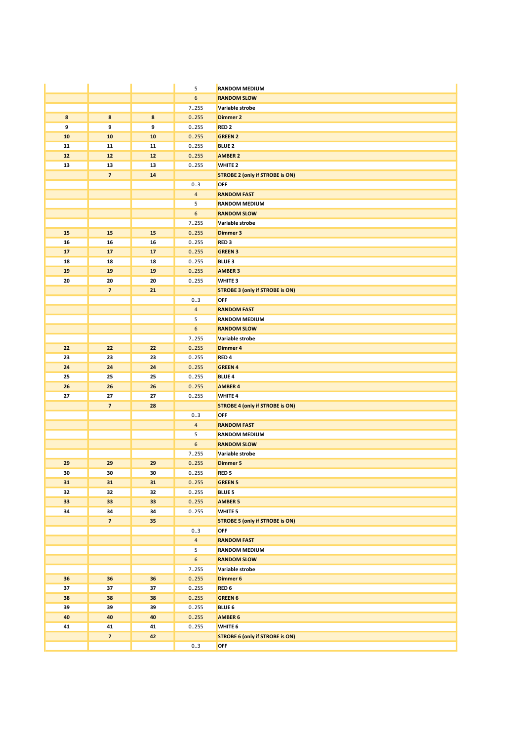| | | | | |
|---|---|---|---|---|
| | | | 5 | **RANDOM MEDIUM** |
| | | | 6 | **RANDOM SLOW** |
| | | | 7..255 | **Variable strobe** |
| **8** | **8** | **8** | 0..255 | **Dimmer 2** |
| **9** | **9** | **9** | 0..255 | **RED 2** |
| **10** | **10** | **10** | 0..255 | **GREEN 2** |
| **11** | **11** | **11** | 0..255 | **BLUE 2** |
| **12** | **12** | **12** | 0..255 | **AMBER 2** |
| **13** | **13** | **13** | 0..255 | **WHITE 2** |
| | **7** | **14** | | **STROBE 2 (only if STROBE is ON)** |
| | | | 0..3 | **OFF** |
| | | | 4 | **RANDOM FAST** |
| | | | 5 | **RANDOM MEDIUM** |
| | | | 6 | **RANDOM SLOW** |
| | | | 7..255 | **Variable strobe** |
| **15** | **15** | **15** | 0..255 | **Dimmer 3** |
| **16** | **16** | **16** | 0..255 | **RED 3** |
| **17** | **17** | **17** | 0..255 | **GREEN 3** |
| **18** | **18** | **18** | 0..255 | **BLUE 3** |
| **19** | **19** | **19** | 0..255 | **AMBER 3** |
| **20** | **20** | **20** | 0..255 | **WHITE 3** |
| | **7** | **21** | | **STROBE 3 (only if STROBE is ON)** |
| | | | 0..3 | **OFF** |
| | | | 4 | **RANDOM FAST** |
| | | | 5 | **RANDOM MEDIUM** |
| | | | 6 | **RANDOM SLOW** |
| | | | 7..255 | **Variable strobe** |
| **22** | **22** | **22** | 0..255 | **Dimmer 4** |
| **23** | **23** | **23** | 0..255 | **RED 4** |
| **24** | **24** | **24** | 0..255 | **GREEN 4** |
| **25** | **25** | **25** | 0..255 | **BLUE 4** |
| **26** | **26** | **26** | 0..255 | **AMBER 4** |
| **27** | **27** | **27** | 0..255 | **WHITE 4** |
| | **7** | **28** | | **STROBE 4 (only if STROBE is ON)** |
| | | | 0..3 | **OFF** |
| | | | 4 | **RANDOM FAST** |
| | | | 5 | **RANDOM MEDIUM** |
| | | | 6 | **RANDOM SLOW** |
| | | | 7..255 | **Variable strobe** |
| **29** | **29** | **29** | 0..255 | **Dimmer 5** |
| **30** | **30** | **30** | 0..255 | **RED 5** |
| **31** | **31** | **31** | 0..255 | **GREEN 5** |
| **32** | **32** | **32** | 0..255 | **BLUE 5** |
| **33** | **33** | **33** | 0..255 | **AMBER 5** |
| **34** | **34** | **34** | 0..255 | **WHITE 5** |
| | **7** | **35** | | **STROBE 5 (only if STROBE is ON)** |
| | | | 0..3 | **OFF** |
| | | | 4 | **RANDOM FAST** |
| | | | 5 | **RANDOM MEDIUM** |
| | | | 6 | **RANDOM SLOW** |
| | | | 7..255 | **Variable strobe** |
| **36** | **36** | **36** | 0..255 | **Dimmer 6** |
| **37** | **37** | **37** | 0..255 | **RED 6** |
| **38** | **38** | **38** | 0..255 | **GREEN 6** |
| **39** | **39** | **39** | 0..255 | **BLUE 6** |
| **40** | **40** | **40** | 0..255 | **AMBER 6** |
| **41** | **41** | **41** | 0..255 | **WHITE 6** |
| | **7** | **42** | | **STROBE 6 (only if STROBE is ON)** |
| | | | 0..3 | **OFF** |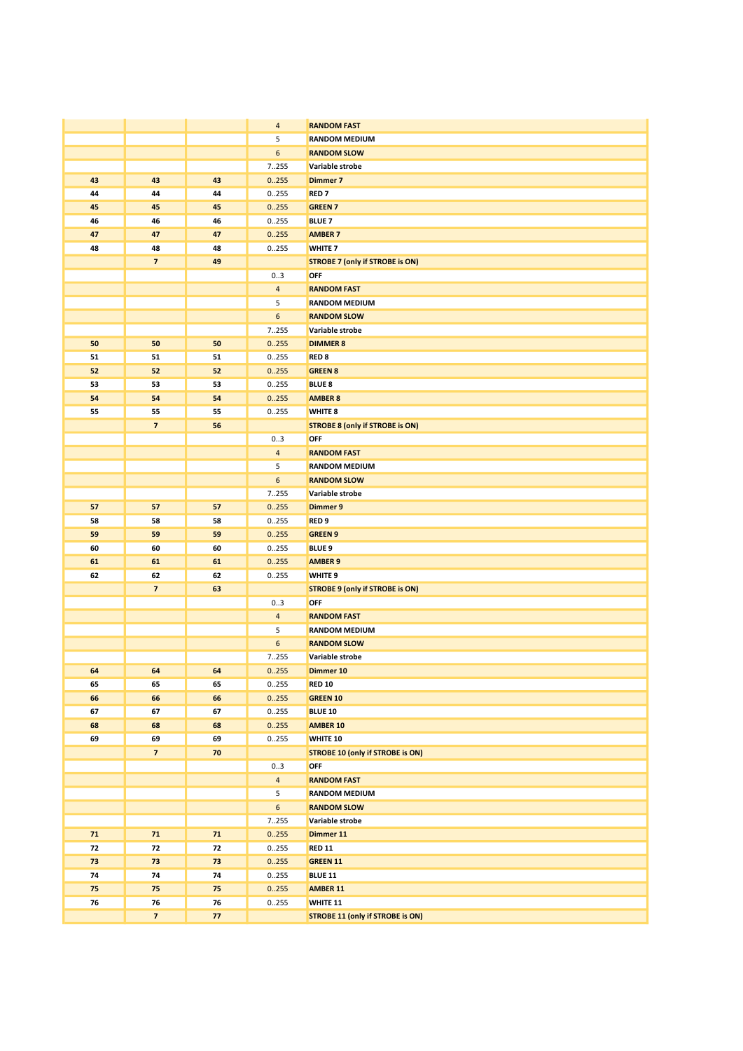|  |  |  |  |  |
|---|---|---|---|---|
|  |  |  | 4 | **RANDOM FAST** |
|  |  |  | 5 | **RANDOM MEDIUM** |
|  |  |  | 6 | **RANDOM SLOW** |
|  |  |  | 7..255 | **Variable strobe** |
| **43** | **43** | **43** | 0..255 | **Dimmer 7** |
| **44** | **44** | **44** | 0..255 | **RED 7** |
| **45** | **45** | **45** | 0..255 | **GREEN 7** |
| **46** | **46** | **46** | 0..255 | **BLUE 7** |
| **47** | **47** | **47** | 0..255 | **AMBER 7** |
| **48** | **48** | **48** | 0..255 | **WHITE 7** |
|  | **7** | **49** |  | **STROBE 7 (only if STROBE is ON)** |
|  |  |  | 0..3 | **OFF** |
|  |  |  | 4 | **RANDOM FAST** |
|  |  |  | 5 | **RANDOM MEDIUM** |
|  |  |  | 6 | **RANDOM SLOW** |
|  |  |  | 7..255 | **Variable strobe** |
| **50** | **50** | **50** | 0..255 | **DIMMER 8** |
| **51** | **51** | **51** | 0..255 | **RED 8** |
| **52** | **52** | **52** | 0..255 | **GREEN 8** |
| **53** | **53** | **53** | 0..255 | **BLUE 8** |
| **54** | **54** | **54** | 0..255 | **AMBER 8** |
| **55** | **55** | **55** | 0..255 | **WHITE 8** |
|  | **7** | **56** |  | **STROBE 8 (only if STROBE is ON)** |
|  |  |  | 0..3 | **OFF** |
|  |  |  | 4 | **RANDOM FAST** |
|  |  |  | 5 | **RANDOM MEDIUM** |
|  |  |  | 6 | **RANDOM SLOW** |
|  |  |  | 7..255 | **Variable strobe** |
| **57** | **57** | **57** | 0..255 | **Dimmer 9** |
| **58** | **58** | **58** | 0..255 | **RED 9** |
| **59** | **59** | **59** | 0..255 | **GREEN 9** |
| **60** | **60** | **60** | 0..255 | **BLUE 9** |
| **61** | **61** | **61** | 0..255 | **AMBER 9** |
| **62** | **62** | **62** | 0..255 | **WHITE 9** |
|  | **7** | **63** |  | **STROBE 9 (only if STROBE is ON)** |
|  |  |  | 0..3 | **OFF** |
|  |  |  | 4 | **RANDOM FAST** |
|  |  |  | 5 | **RANDOM MEDIUM** |
|  |  |  | 6 | **RANDOM SLOW** |
|  |  |  | 7..255 | **Variable strobe** |
| **64** | **64** | **64** | 0..255 | **Dimmer 10** |
| **65** | **65** | **65** | 0..255 | **RED 10** |
| **66** | **66** | **66** | 0..255 | **GREEN 10** |
| **67** | **67** | **67** | 0..255 | **BLUE 10** |
| **68** | **68** | **68** | 0..255 | **AMBER 10** |
| **69** | **69** | **69** | 0..255 | **WHITE 10** |
|  | **7** | **70** |  | **STROBE 10 (only if STROBE is ON)** |
|  |  |  | 0..3 | **OFF** |
|  |  |  | 4 | **RANDOM FAST** |
|  |  |  | 5 | **RANDOM MEDIUM** |
|  |  |  | 6 | **RANDOM SLOW** |
|  |  |  | 7..255 | **Variable strobe** |
| **71** | **71** | **71** | 0..255 | **Dimmer 11** |
| **72** | **72** | **72** | 0..255 | **RED 11** |
| **73** | **73** | **73** | 0..255 | **GREEN 11** |
| **74** | **74** | **74** | 0..255 | **BLUE 11** |
| **75** | **75** | **75** | 0..255 | **AMBER 11** |
| **76** | **76** | **76** | 0..255 | **WHITE 11** |
|  | **7** | **77** |  | **STROBE 11 (only if STROBE is ON)** |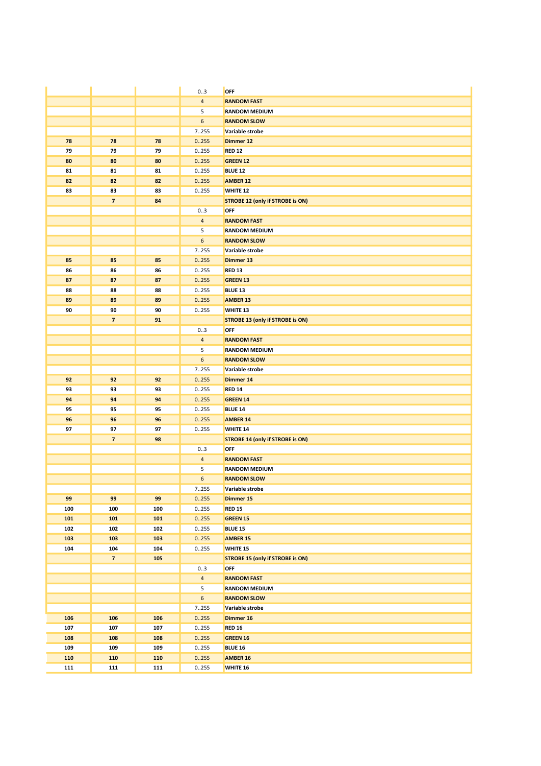| | | | | |
|---|---|---|---|---|
| | | | 0..3 | **OFF** |
| | | | 4 | **RANDOM FAST** |
| | | | 5 | **RANDOM MEDIUM** |
| | | | 6 | **RANDOM SLOW** |
| | | | 7..255 | **Variable strobe** |
| **78** | **78** | **78** | 0..255 | **Dimmer 12** |
| **79** | **79** | **79** | 0..255 | **RED 12** |
| **80** | **80** | **80** | 0..255 | **GREEN 12** |
| **81** | **81** | **81** | 0..255 | **BLUE 12** |
| **82** | **82** | **82** | 0..255 | **AMBER 12** |
| **83** | **83** | **83** | 0..255 | **WHITE 12** |
| | **7** | **84** | | **STROBE 12 (only if STROBE is ON)** |
| | | | 0..3 | **OFF** |
| | | | 4 | **RANDOM FAST** |
| | | | 5 | **RANDOM MEDIUM** |
| | | | 6 | **RANDOM SLOW** |
| | | | 7..255 | **Variable strobe** |
| **85** | **85** | **85** | 0..255 | **Dimmer 13** |
| **86** | **86** | **86** | 0..255 | **RED 13** |
| **87** | **87** | **87** | 0..255 | **GREEN 13** |
| **88** | **88** | **88** | 0..255 | **BLUE 13** |
| **89** | **89** | **89** | 0..255 | **AMBER 13** |
| **90** | **90** | **90** | 0..255 | **WHITE 13** |
| | **7** | **91** | | **STROBE 13 (only if STROBE is ON)** |
| | | | 0..3 | **OFF** |
| | | | 4 | **RANDOM FAST** |
| | | | 5 | **RANDOM MEDIUM** |
| | | | 6 | **RANDOM SLOW** |
| | | | 7..255 | **Variable strobe** |
| **92** | **92** | **92** | 0..255 | **Dimmer 14** |
| **93** | **93** | **93** | 0..255 | **RED 14** |
| **94** | **94** | **94** | 0..255 | **GREEN 14** |
| **95** | **95** | **95** | 0..255 | **BLUE 14** |
| **96** | **96** | **96** | 0..255 | **AMBER 14** |
| **97** | **97** | **97** | 0..255 | **WHITE 14** |
| | **7** | **98** | | **STROBE 14 (only if STROBE is ON)** |
| | | | 0..3 | **OFF** |
| | | | 4 | **RANDOM FAST** |
| | | | 5 | **RANDOM MEDIUM** |
| | | | 6 | **RANDOM SLOW** |
| | | | 7..255 | **Variable strobe** |
| **99** | **99** | **99** | 0..255 | **Dimmer 15** |
| **100** | **100** | **100** | 0..255 | **RED 15** |
| **101** | **101** | **101** | 0..255 | **GREEN 15** |
| **102** | **102** | **102** | 0..255 | **BLUE 15** |
| **103** | **103** | **103** | 0..255 | **AMBER 15** |
| **104** | **104** | **104** | 0..255 | **WHITE 15** |
| | **7** | **105** | | **STROBE 15 (only if STROBE is ON)** |
| | | | 0..3 | **OFF** |
| | | | 4 | **RANDOM FAST** |
| | | | 5 | **RANDOM MEDIUM** |
| | | | 6 | **RANDOM SLOW** |
| | | | 7..255 | **Variable strobe** |
| **106** | **106** | **106** | 0..255 | **Dimmer 16** |
| **107** | **107** | **107** | 0..255 | **RED 16** |
| **108** | **108** | **108** | 0..255 | **GREEN 16** |
| **109** | **109** | **109** | 0..255 | **BLUE 16** |
| **110** | **110** | **110** | 0..255 | **AMBER 16** |
| **111** | **111** | **111** | 0..255 | **WHITE 16** |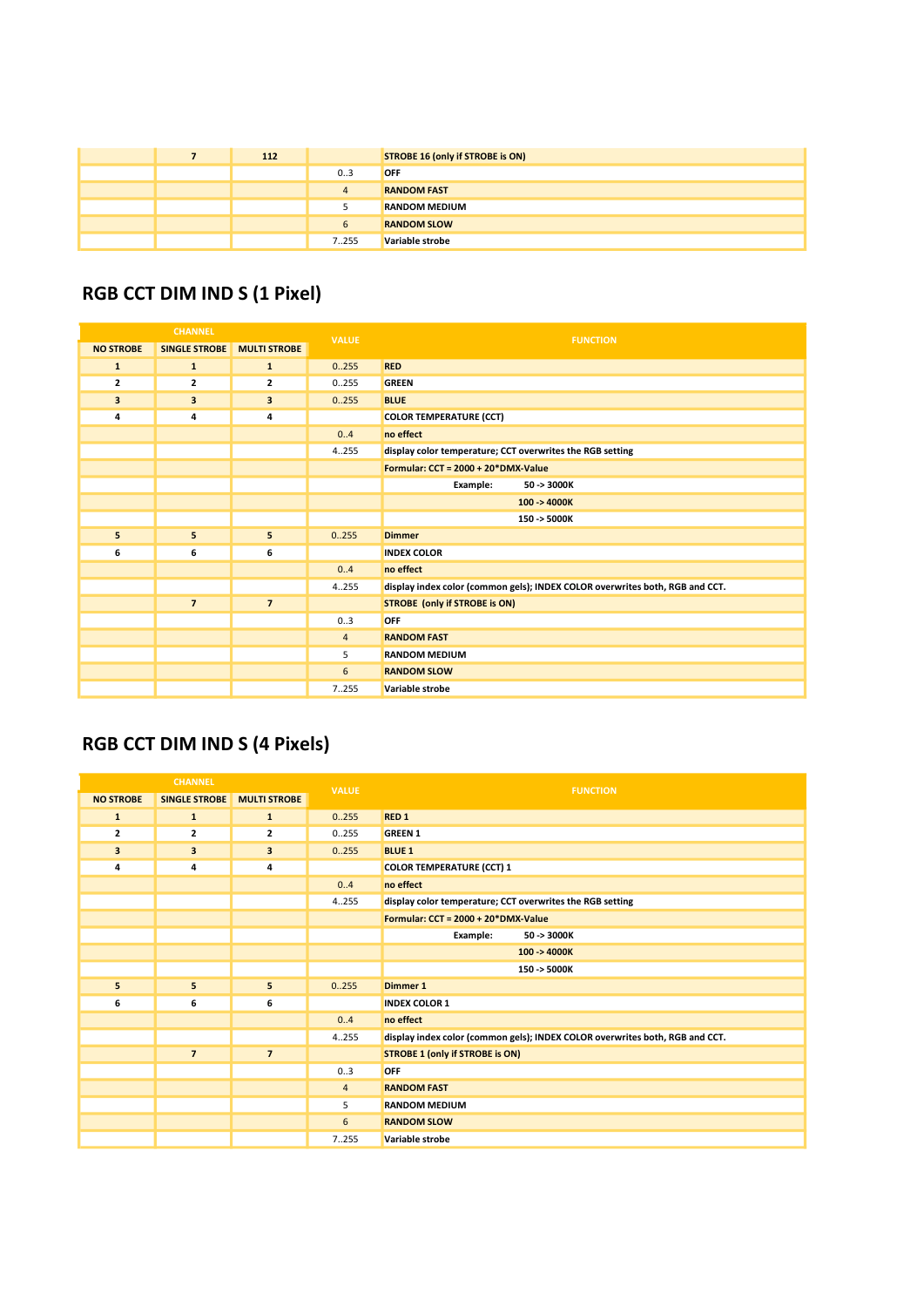| | 7 | 112 | | STROBE 16 (only if STROBE is ON) |
|---|---|---|---|---|
| | | | 0..3 | OFF |
| | | | 4 | RANDOM FAST |
| | | | 5 | RANDOM MEDIUM |
| | | | 6 | RANDOM SLOW |
| | | | 7..255 | Variable strobe |

## RGB CCT DIM IND S (1 Pixel)

| CHANNEL | | | VALUE | FUNCTION |
|---|---|---|---|---|
| NO STROBE | SINGLE STROBE | MULTI STROBE | | |
| 1 | 1 | 1 | 0..255 | RED |
| 2 | 2 | 2 | 0..255 | GREEN |
| 3 | 3 | 3 | 0..255 | BLUE |
| 4 | 4 | 4 | | COLOR TEMPERATURE (CCT) |
| | | | 0..4 | no effect |
| | | | 4..255 | display color temperature; CCT overwrites the RGB setting |
| | | | | Formular: CCT = 2000 + 20*DMX-Value |
| | | | | Example: 50 -> 3000K |
| | | | | 100 -> 4000K |
| | | | | 150 -> 5000K |
| 5 | 5 | 5 | 0..255 | Dimmer |
| 6 | 6 | 6 | | INDEX COLOR |
| | | | 0..4 | no effect |
| | | | 4..255 | display index color (common gels); INDEX COLOR overwrites both, RGB and CCT. |
| | 7 | 7 | | STROBE (only if STROBE is ON) |
| | | | 0..3 | OFF |
| | | | 4 | RANDOM FAST |
| | | | 5 | RANDOM MEDIUM |
| | | | 6 | RANDOM SLOW |
| | | | 7..255 | Variable strobe |

## RGB CCT DIM IND S (4 Pixels)

| CHANNEL | | | VALUE | FUNCTION |
|---|---|---|---|---|
| NO STROBE | SINGLE STROBE | MULTI STROBE | | |
| 1 | 1 | 1 | 0..255 | RED 1 |
| 2 | 2 | 2 | 0..255 | GREEN 1 |
| 3 | 3 | 3 | 0..255 | BLUE 1 |
| 4 | 4 | 4 | | COLOR TEMPERATURE (CCT) 1 |
| | | | 0..4 | no effect |
| | | | 4..255 | display color temperature; CCT overwrites the RGB setting |
| | | | | Formular: CCT = 2000 + 20*DMX-Value |
| | | | | Example: 50 -> 3000K |
| | | | | 100 -> 4000K |
| | | | | 150 -> 5000K |
| 5 | 5 | 5 | 0..255 | Dimmer 1 |
| 6 | 6 | 6 | | INDEX COLOR 1 |
| | | | 0..4 | no effect |
| | | | 4..255 | display index color (common gels); INDEX COLOR overwrites both, RGB and CCT. |
| | 7 | 7 | | STROBE 1 (only if STROBE is ON) |
| | | | 0..3 | OFF |
| | | | 4 | RANDOM FAST |
| | | | 5 | RANDOM MEDIUM |
| | | | 6 | RANDOM SLOW |
| | | | 7..255 | Variable strobe |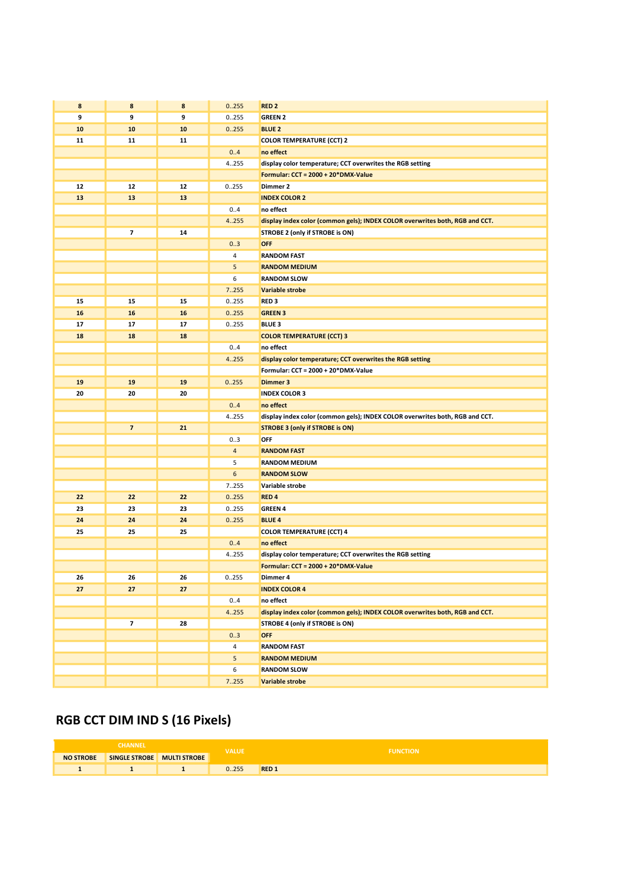| | | | | |
|---|---|---|---|---|
| **8** | **8** | **8** | 0..255 | **RED 2** |
| **9** | **9** | **9** | 0..255 | **GREEN 2** |
| **10** | **10** | **10** | 0..255 | **BLUE 2** |
| **11** | **11** | **11** | | **COLOR TEMPERATURE (CCT) 2** |
| | | | 0..4 | **no effect** |
| | | | 4..255 | **display color temperature; CCT overwrites the RGB setting** |
| | | | | **Formular: CCT = 2000 + 20*DMX-Value** |
| **12** | **12** | **12** | 0..255 | **Dimmer 2** |
| **13** | **13** | **13** | | **INDEX COLOR 2** |
| | | | 0..4 | **no effect** |
| | | | 4..255 | **display index color (common gels); INDEX COLOR overwrites both, RGB and CCT.** |
| | **7** | **14** | | **STROBE 2 (only if STROBE is ON)** |
| | | | 0..3 | **OFF** |
| | | | 4 | **RANDOM FAST** |
| | | | 5 | **RANDOM MEDIUM** |
| | | | 6 | **RANDOM SLOW** |
| | | | 7..255 | **Variable strobe** |
| **15** | **15** | **15** | 0..255 | **RED 3** |
| **16** | **16** | **16** | 0..255 | **GREEN 3** |
| **17** | **17** | **17** | 0..255 | **BLUE 3** |
| **18** | **18** | **18** | | **COLOR TEMPERATURE (CCT) 3** |
| | | | 0..4 | **no effect** |
| | | | 4..255 | **display color temperature; CCT overwrites the RGB setting** |
| | | | | **Formular: CCT = 2000 + 20*DMX-Value** |
| **19** | **19** | **19** | 0..255 | **Dimmer 3** |
| **20** | **20** | **20** | | **INDEX COLOR 3** |
| | | | 0..4 | **no effect** |
| | | | 4..255 | **display index color (common gels); INDEX COLOR overwrites both, RGB and CCT.** |
| | **7** | **21** | | **STROBE 3 (only if STROBE is ON)** |
| | | | 0..3 | **OFF** |
| | | | 4 | **RANDOM FAST** |
| | | | 5 | **RANDOM MEDIUM** |
| | | | 6 | **RANDOM SLOW** |
| | | | 7..255 | **Variable strobe** |
| **22** | **22** | **22** | 0..255 | **RED 4** |
| **23** | **23** | **23** | 0..255 | **GREEN 4** |
| **24** | **24** | **24** | 0..255 | **BLUE 4** |
| **25** | **25** | **25** | | **COLOR TEMPERATURE (CCT) 4** |
| | | | 0..4 | **no effect** |
| | | | 4..255 | **display color temperature; CCT overwrites the RGB setting** |
| | | | | **Formular: CCT = 2000 + 20*DMX-Value** |
| **26** | **26** | **26** | 0..255 | **Dimmer 4** |
| **27** | **27** | **27** | | **INDEX COLOR 4** |
| | | | 0..4 | **no effect** |
| | | | 4..255 | **display index color (common gels); INDEX COLOR overwrites both, RGB and CCT.** |
| | **7** | **28** | | **STROBE 4 (only if STROBE is ON)** |
| | | | 0..3 | **OFF** |
| | | | 4 | **RANDOM FAST** |
| | | | 5 | **RANDOM MEDIUM** |
| | | | 6 | **RANDOM SLOW** |
| | | | 7..255 | **Variable strobe** |

## RGB CCT DIM IND S (16 Pixels)

| CHANNEL | | | VALUE | FUNCTION |
|---|---|---|---|---|
| NO STROBE | SINGLE STROBE | MULTI STROBE | | |
| **1** | **1** | **1** | 0..255 | **RED 1** |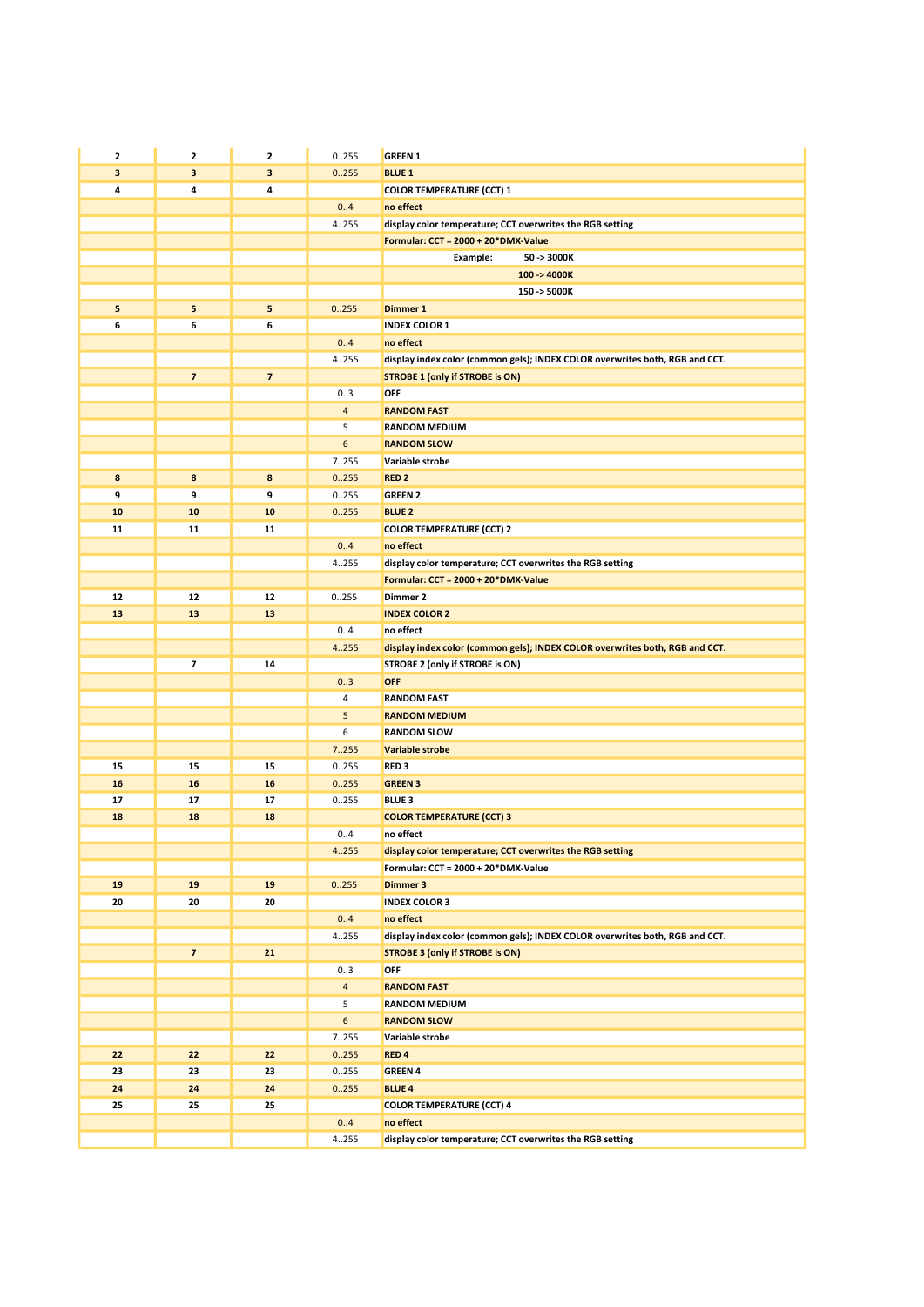| | | | | |
|---|---|---|---|---|
| **2** | **2** | **2** | 0..255 | **GREEN 1** |
| **3** | **3** | **3** | 0..255 | **BLUE 1** |
| **4** | **4** | **4** | | **COLOR TEMPERATURE (CCT) 1** |
| | | | 0..4 | **no effect** |
| | | | 4..255 | **display color temperature; CCT overwrites the RGB setting** |
| | | | | **Formular: CCT = 2000 + 20*DMX-Value** |
| | | | | **Example: 50 -> 3000K** |
| | | | | **100 -> 4000K** |
| | | | | **150 -> 5000K** |
| **5** | **5** | **5** | 0..255 | **Dimmer 1** |
| **6** | **6** | **6** | | **INDEX COLOR 1** |
| | | | 0..4 | **no effect** |
| | | | 4..255 | **display index color (common gels); INDEX COLOR overwrites both, RGB and CCT.** |
| | **7** | **7** | | **STROBE 1 (only if STROBE is ON)** |
| | | | 0..3 | **OFF** |
| | | | 4 | **RANDOM FAST** |
| | | | 5 | **RANDOM MEDIUM** |
| | | | 6 | **RANDOM SLOW** |
| | | | 7..255 | **Variable strobe** |
| **8** | **8** | **8** | 0..255 | **RED 2** |
| **9** | **9** | **9** | 0..255 | **GREEN 2** |
| **10** | **10** | **10** | 0..255 | **BLUE 2** |
| **11** | **11** | **11** | | **COLOR TEMPERATURE (CCT) 2** |
| | | | 0..4 | **no effect** |
| | | | 4..255 | **display color temperature; CCT overwrites the RGB setting** |
| | | | | **Formular: CCT = 2000 + 20*DMX-Value** |
| **12** | **12** | **12** | 0..255 | **Dimmer 2** |
| **13** | **13** | **13** | | **INDEX COLOR 2** |
| | | | 0..4 | **no effect** |
| | | | 4..255 | **display index color (common gels); INDEX COLOR overwrites both, RGB and CCT.** |
| | **7** | **14** | | **STROBE 2 (only if STROBE is ON)** |
| | | | 0..3 | **OFF** |
| | | | 4 | **RANDOM FAST** |
| | | | 5 | **RANDOM MEDIUM** |
| | | | 6 | **RANDOM SLOW** |
| | | | 7..255 | **Variable strobe** |
| **15** | **15** | **15** | 0..255 | **RED 3** |
| **16** | **16** | **16** | 0..255 | **GREEN 3** |
| **17** | **17** | **17** | 0..255 | **BLUE 3** |
| **18** | **18** | **18** | | **COLOR TEMPERATURE (CCT) 3** |
| | | | 0..4 | **no effect** |
| | | | 4..255 | **display color temperature; CCT overwrites the RGB setting** |
| | | | | **Formular: CCT = 2000 + 20*DMX-Value** |
| **19** | **19** | **19** | 0..255 | **Dimmer 3** |
| **20** | **20** | **20** | | **INDEX COLOR 3** |
| | | | 0..4 | **no effect** |
| | | | 4..255 | **display index color (common gels); INDEX COLOR overwrites both, RGB and CCT.** |
| | **7** | **21** | | **STROBE 3 (only if STROBE is ON)** |
| | | | 0..3 | **OFF** |
| | | | 4 | **RANDOM FAST** |
| | | | 5 | **RANDOM MEDIUM** |
| | | | 6 | **RANDOM SLOW** |
| | | | 7..255 | **Variable strobe** |
| **22** | **22** | **22** | 0..255 | **RED 4** |
| **23** | **23** | **23** | 0..255 | **GREEN 4** |
| **24** | **24** | **24** | 0..255 | **BLUE 4** |
| **25** | **25** | **25** | | **COLOR TEMPERATURE (CCT) 4** |
| | | | 0..4 | **no effect** |
| | | | 4..255 | **display color temperature; CCT overwrites the RGB setting** |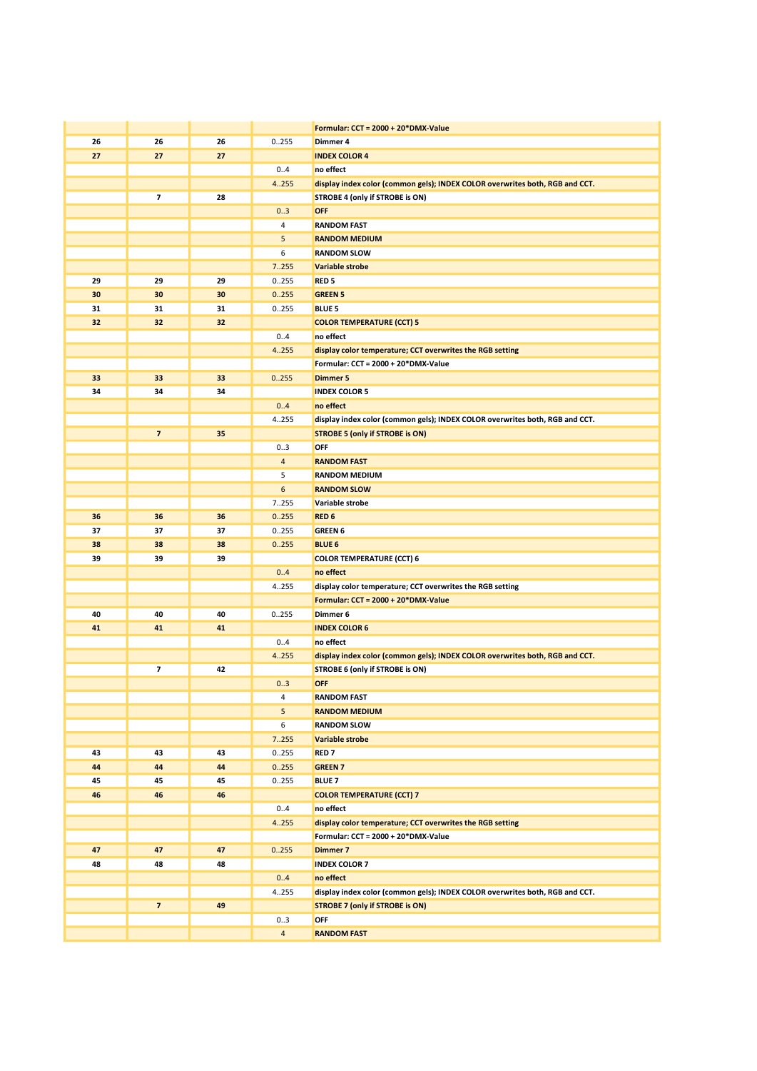| | | | | |
|---|---|---|---|---|
| | | | | **Formular: CCT = 2000 + 20*DMX-Value** |
| **26** | **26** | **26** | 0..255 | **Dimmer 4** |
| **27** | **27** | **27** | | **INDEX COLOR 4** |
| | | | 0..4 | **no effect** |
| | | | 4..255 | **display index color (common gels); INDEX COLOR overwrites both, RGB and CCT.** |
| | **7** | **28** | | **STROBE 4 (only if STROBE is ON)** |
| | | | 0..3 | **OFF** |
| | | | 4 | **RANDOM FAST** |
| | | | 5 | **RANDOM MEDIUM** |
| | | | 6 | **RANDOM SLOW** |
| | | | 7..255 | **Variable strobe** |
| **29** | **29** | **29** | 0..255 | **RED 5** |
| **30** | **30** | **30** | 0..255 | **GREEN 5** |
| **31** | **31** | **31** | 0..255 | **BLUE 5** |
| **32** | **32** | **32** | | **COLOR TEMPERATURE (CCT) 5** |
| | | | 0..4 | **no effect** |
| | | | 4..255 | **display color temperature; CCT overwrites the RGB setting** |
| | | | | **Formular: CCT = 2000 + 20*DMX-Value** |
| **33** | **33** | **33** | 0..255 | **Dimmer 5** |
| **34** | **34** | **34** | | **INDEX COLOR 5** |
| | | | 0..4 | **no effect** |
| | | | 4..255 | **display index color (common gels); INDEX COLOR overwrites both, RGB and CCT.** |
| | **7** | **35** | | **STROBE 5 (only if STROBE is ON)** |
| | | | 0..3 | **OFF** |
| | | | 4 | **RANDOM FAST** |
| | | | 5 | **RANDOM MEDIUM** |
| | | | 6 | **RANDOM SLOW** |
| | | | 7..255 | **Variable strobe** |
| **36** | **36** | **36** | 0..255 | **RED 6** |
| **37** | **37** | **37** | 0..255 | **GREEN 6** |
| **38** | **38** | **38** | 0..255 | **BLUE 6** |
| **39** | **39** | **39** | | **COLOR TEMPERATURE (CCT) 6** |
| | | | 0..4 | **no effect** |
| | | | 4..255 | **display color temperature; CCT overwrites the RGB setting** |
| | | | | **Formular: CCT = 2000 + 20*DMX-Value** |
| **40** | **40** | **40** | 0..255 | **Dimmer 6** |
| **41** | **41** | **41** | | **INDEX COLOR 6** |
| | | | 0..4 | **no effect** |
| | | | 4..255 | **display index color (common gels); INDEX COLOR overwrites both, RGB and CCT.** |
| | **7** | **42** | | **STROBE 6 (only if STROBE is ON)** |
| | | | 0..3 | **OFF** |
| | | | 4 | **RANDOM FAST** |
| | | | 5 | **RANDOM MEDIUM** |
| | | | 6 | **RANDOM SLOW** |
| | | | 7..255 | **Variable strobe** |
| **43** | **43** | **43** | 0..255 | **RED 7** |
| **44** | **44** | **44** | 0..255 | **GREEN 7** |
| **45** | **45** | **45** | 0..255 | **BLUE 7** |
| **46** | **46** | **46** | | **COLOR TEMPERATURE (CCT) 7** |
| | | | 0..4 | **no effect** |
| | | | 4..255 | **display color temperature; CCT overwrites the RGB setting** |
| | | | | **Formular: CCT = 2000 + 20*DMX-Value** |
| **47** | **47** | **47** | 0..255 | **Dimmer 7** |
| **48** | **48** | **48** | | **INDEX COLOR 7** |
| | | | 0..4 | **no effect** |
| | | | 4..255 | **display index color (common gels); INDEX COLOR overwrites both, RGB and CCT.** |
| | **7** | **49** | | **STROBE 7 (only if STROBE is ON)** |
| | | | 0..3 | **OFF** |
| | | | 4 | **RANDOM FAST** |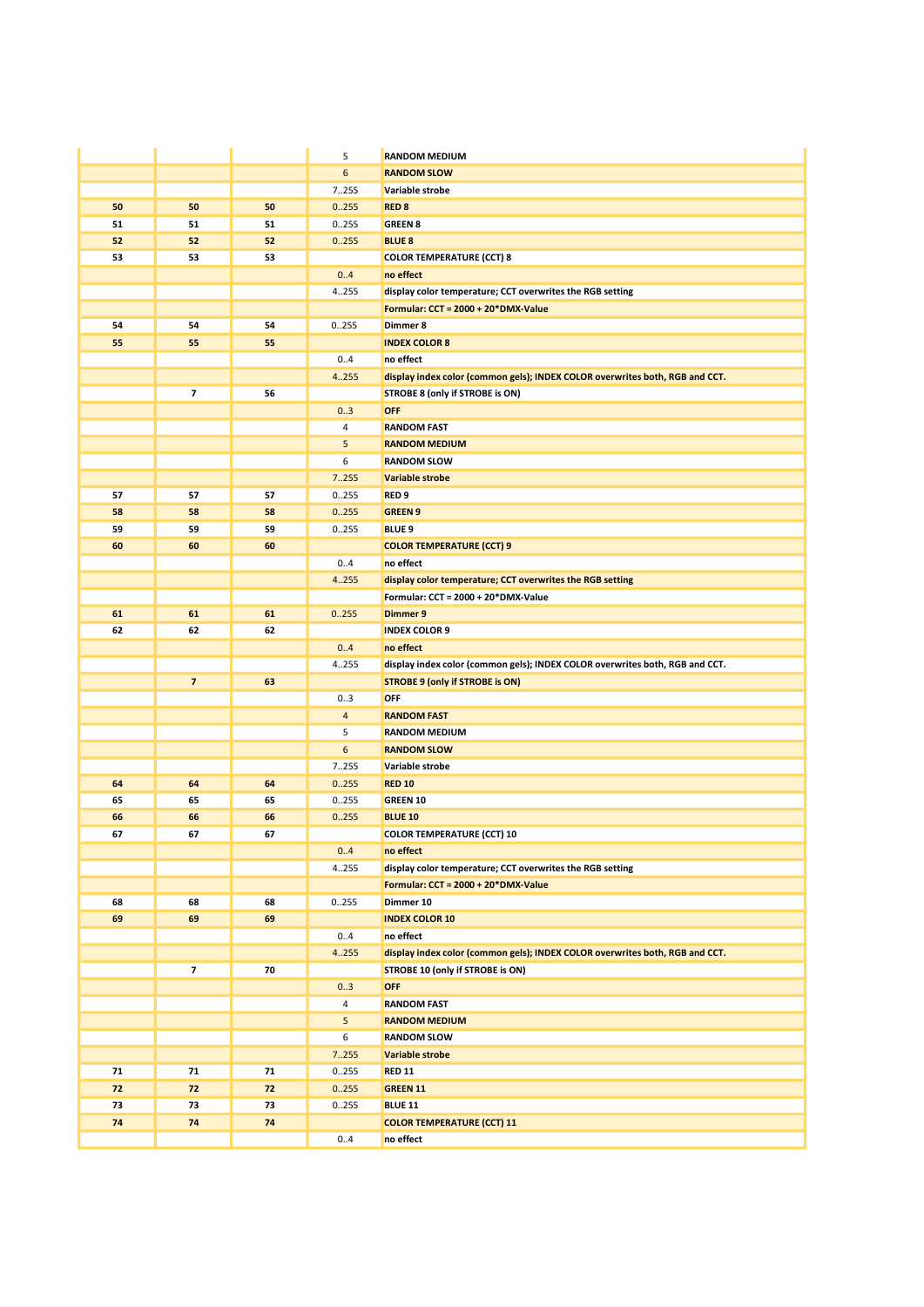| | | | | |
|---|---|---|---|---|
| | | | 5 | RANDOM MEDIUM |
| | | | 6 | RANDOM SLOW |
| | | | 7..255 | Variable strobe |
| 50 | 50 | 50 | 0..255 | RED 8 |
| 51 | 51 | 51 | 0..255 | GREEN 8 |
| 52 | 52 | 52 | 0..255 | BLUE 8 |
| 53 | 53 | 53 | | COLOR TEMPERATURE (CCT) 8 |
| | | | 0..4 | no effect |
| | | | 4..255 | display color temperature; CCT overwrites the RGB setting |
| | | | | Formular: CCT = 2000 + 20*DMX-Value |
| 54 | 54 | 54 | 0..255 | Dimmer 8 |
| 55 | 55 | 55 | | INDEX COLOR 8 |
| | | | 0..4 | no effect |
| | | | 4..255 | display index color (common gels); INDEX COLOR overwrites both, RGB and CCT. |
| | 7 | 56 | | STROBE 8 (only if STROBE is ON) |
| | | | 0..3 | OFF |
| | | | 4 | RANDOM FAST |
| | | | 5 | RANDOM MEDIUM |
| | | | 6 | RANDOM SLOW |
| | | | 7..255 | Variable strobe |
| 57 | 57 | 57 | 0..255 | RED 9 |
| 58 | 58 | 58 | 0..255 | GREEN 9 |
| 59 | 59 | 59 | 0..255 | BLUE 9 |
| 60 | 60 | 60 | | COLOR TEMPERATURE (CCT) 9 |
| | | | 0..4 | no effect |
| | | | 4..255 | display color temperature; CCT overwrites the RGB setting |
| | | | | Formular: CCT = 2000 + 20*DMX-Value |
| 61 | 61 | 61 | 0..255 | Dimmer 9 |
| 62 | 62 | 62 | | INDEX COLOR 9 |
| | | | 0..4 | no effect |
| | | | 4..255 | display index color (common gels); INDEX COLOR overwrites both, RGB and CCT. |
| | 7 | 63 | | STROBE 9 (only if STROBE is ON) |
| | | | 0..3 | OFF |
| | | | 4 | RANDOM FAST |
| | | | 5 | RANDOM MEDIUM |
| | | | 6 | RANDOM SLOW |
| | | | 7..255 | Variable strobe |
| 64 | 64 | 64 | 0..255 | RED 10 |
| 65 | 65 | 65 | 0..255 | GREEN 10 |
| 66 | 66 | 66 | 0..255 | BLUE 10 |
| 67 | 67 | 67 | | COLOR TEMPERATURE (CCT) 10 |
| | | | 0..4 | no effect |
| | | | 4..255 | display color temperature; CCT overwrites the RGB setting |
| | | | | Formular: CCT = 2000 + 20*DMX-Value |
| 68 | 68 | 68 | 0..255 | Dimmer 10 |
| 69 | 69 | 69 | | INDEX COLOR 10 |
| | | | 0..4 | no effect |
| | | | 4..255 | display index color (common gels); INDEX COLOR overwrites both, RGB and CCT. |
| | 7 | 70 | | STROBE 10 (only if STROBE is ON) |
| | | | 0..3 | OFF |
| | | | 4 | RANDOM FAST |
| | | | 5 | RANDOM MEDIUM |
| | | | 6 | RANDOM SLOW |
| | | | 7..255 | Variable strobe |
| 71 | 71 | 71 | 0..255 | RED 11 |
| 72 | 72 | 72 | 0..255 | GREEN 11 |
| 73 | 73 | 73 | 0..255 | BLUE 11 |
| 74 | 74 | 74 | | COLOR TEMPERATURE (CCT) 11 |
| | | | 0..4 | no effect |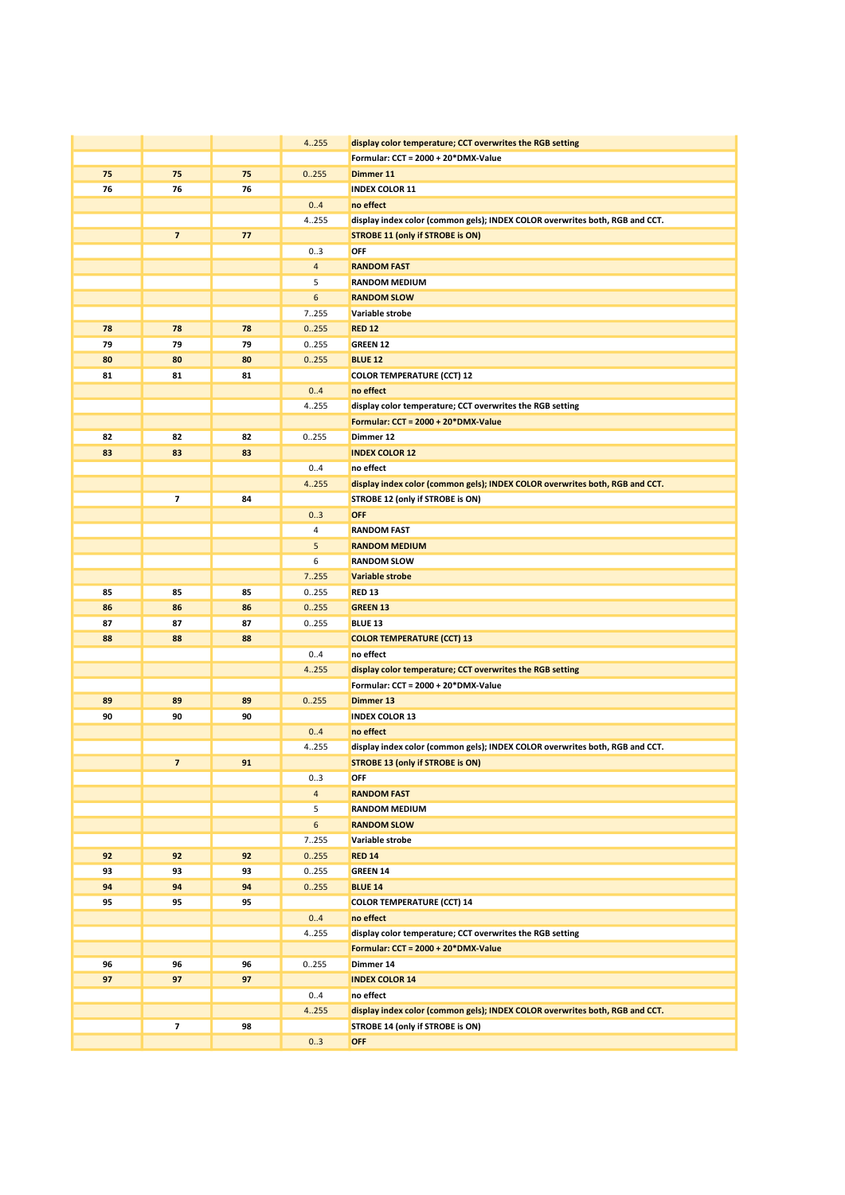| | | | | |
|---|---|---|---|---|
| | | | 4..255 | **display color temperature; CCT overwrites the RGB setting** |
| | | | | **Formular: CCT = 2000 + 20*DMX-Value** |
| **75** | **75** | **75** | 0..255 | **Dimmer 11** |
| **76** | **76** | **76** | | **INDEX COLOR 11** |
| | | | 0..4 | **no effect** |
| | | | 4..255 | **display index color (common gels); INDEX COLOR overwrites both, RGB and CCT.** |
| | **7** | **77** | | **STROBE 11 (only if STROBE is ON)** |
| | | | 0..3 | **OFF** |
| | | | 4 | **RANDOM FAST** |
| | | | 5 | **RANDOM MEDIUM** |
| | | | 6 | **RANDOM SLOW** |
| | | | 7..255 | **Variable strobe** |
| **78** | **78** | **78** | 0..255 | **RED 12** |
| **79** | **79** | **79** | 0..255 | **GREEN 12** |
| **80** | **80** | **80** | 0..255 | **BLUE 12** |
| **81** | **81** | **81** | | **COLOR TEMPERATURE (CCT) 12** |
| | | | 0..4 | **no effect** |
| | | | 4..255 | **display color temperature; CCT overwrites the RGB setting** |
| | | | | **Formular: CCT = 2000 + 20*DMX-Value** |
| **82** | **82** | **82** | 0..255 | **Dimmer 12** |
| **83** | **83** | **83** | | **INDEX COLOR 12** |
| | | | 0..4 | **no effect** |
| | | | 4..255 | **display index color (common gels); INDEX COLOR overwrites both, RGB and CCT.** |
| | **7** | **84** | | **STROBE 12 (only if STROBE is ON)** |
| | | | 0..3 | **OFF** |
| | | | 4 | **RANDOM FAST** |
| | | | 5 | **RANDOM MEDIUM** |
| | | | 6 | **RANDOM SLOW** |
| | | | 7..255 | **Variable strobe** |
| **85** | **85** | **85** | 0..255 | **RED 13** |
| **86** | **86** | **86** | 0..255 | **GREEN 13** |
| **87** | **87** | **87** | 0..255 | **BLUE 13** |
| **88** | **88** | **88** | | **COLOR TEMPERATURE (CCT) 13** |
| | | | 0..4 | **no effect** |
| | | | 4..255 | **display color temperature; CCT overwrites the RGB setting** |
| | | | | **Formular: CCT = 2000 + 20*DMX-Value** |
| **89** | **89** | **89** | 0..255 | **Dimmer 13** |
| **90** | **90** | **90** | | **INDEX COLOR 13** |
| | | | 0..4 | **no effect** |
| | | | 4..255 | **display index color (common gels); INDEX COLOR overwrites both, RGB and CCT.** |
| | **7** | **91** | | **STROBE 13 (only if STROBE is ON)** |
| | | | 0..3 | **OFF** |
| | | | 4 | **RANDOM FAST** |
| | | | 5 | **RANDOM MEDIUM** |
| | | | 6 | **RANDOM SLOW** |
| | | | 7..255 | **Variable strobe** |
| **92** | **92** | **92** | 0..255 | **RED 14** |
| **93** | **93** | **93** | 0..255 | **GREEN 14** |
| **94** | **94** | **94** | 0..255 | **BLUE 14** |
| **95** | **95** | **95** | | **COLOR TEMPERATURE (CCT) 14** |
| | | | 0..4 | **no effect** |
| | | | 4..255 | **display color temperature; CCT overwrites the RGB setting** |
| | | | | **Formular: CCT = 2000 + 20*DMX-Value** |
| **96** | **96** | **96** | 0..255 | **Dimmer 14** |
| **97** | **97** | **97** | | **INDEX COLOR 14** |
| | | | 0..4 | **no effect** |
| | | | 4..255 | **display index color (common gels); INDEX COLOR overwrites both, RGB and CCT.** |
| | **7** | **98** | | **STROBE 14 (only if STROBE is ON)** |
| | | | 0..3 | **OFF** |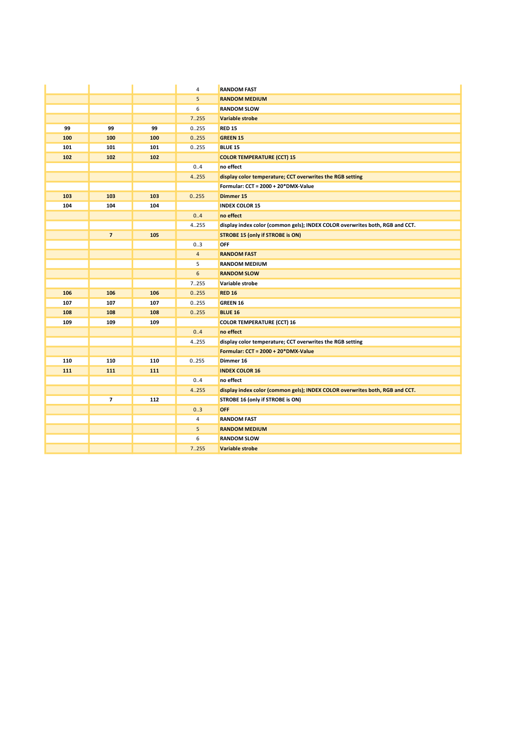| | | | | |
|---|---|---|---|---|
| | | | 4 | **RANDOM FAST** |
| | | | 5 | **RANDOM MEDIUM** |
| | | | 6 | **RANDOM SLOW** |
| | | | 7..255 | **Variable strobe** |
| **99** | **99** | **99** | 0..255 | **RED 15** |
| **100** | **100** | **100** | 0..255 | **GREEN 15** |
| **101** | **101** | **101** | 0..255 | **BLUE 15** |
| **102** | **102** | **102** | | **COLOR TEMPERATURE (CCT) 15** |
| | | | 0..4 | **no effect** |
| | | | 4..255 | **display color temperature; CCT overwrites the RGB setting** |
| | | | | **Formular: CCT = 2000 + 20*DMX-Value** |
| **103** | **103** | **103** | 0..255 | **Dimmer 15** |
| **104** | **104** | **104** | | **INDEX COLOR 15** |
| | | | 0..4 | **no effect** |
| | | | 4..255 | **display index color (common gels); INDEX COLOR overwrites both, RGB and CCT.** |
| | **7** | **105** | | **STROBE 15 (only if STROBE is ON)** |
| | | | 0..3 | **OFF** |
| | | | 4 | **RANDOM FAST** |
| | | | 5 | **RANDOM MEDIUM** |
| | | | 6 | **RANDOM SLOW** |
| | | | 7..255 | **Variable strobe** |
| **106** | **106** | **106** | 0..255 | **RED 16** |
| **107** | **107** | **107** | 0..255 | **GREEN 16** |
| **108** | **108** | **108** | 0..255 | **BLUE 16** |
| **109** | **109** | **109** | | **COLOR TEMPERATURE (CCT) 16** |
| | | | 0..4 | **no effect** |
| | | | 4..255 | **display color temperature; CCT overwrites the RGB setting** |
| | | | | **Formular: CCT = 2000 + 20*DMX-Value** |
| **110** | **110** | **110** | 0..255 | **Dimmer 16** |
| **111** | **111** | **111** | | **INDEX COLOR 16** |
| | | | 0..4 | **no effect** |
| | | | 4..255 | **display index color (common gels); INDEX COLOR overwrites both, RGB and CCT.** |
| | **7** | **112** | | **STROBE 16 (only if STROBE is ON)** |
| | | | 0..3 | **OFF** |
| | | | 4 | **RANDOM FAST** |
| | | | 5 | **RANDOM MEDIUM** |
| | | | 6 | **RANDOM SLOW** |
| | | | 7..255 | **Variable strobe** |